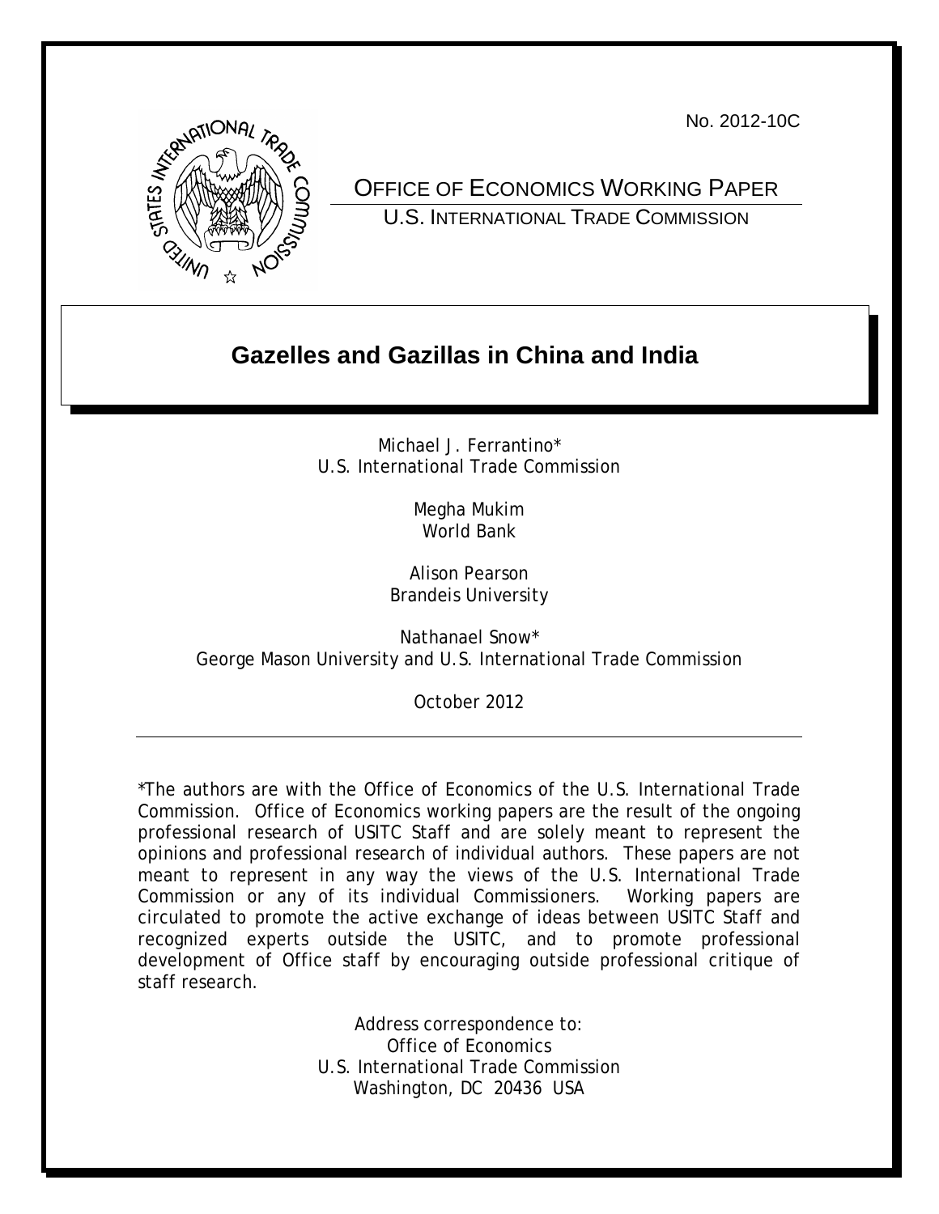No. 2012-10C

OFFICE OF ECONOMICS WORKING PAPER

U.S. INTERNATIONAL TRADE COMMISSION

# Gazelles and Gazillas in China and India

Michael J. Ferrantino*
U.S. International Trade Commission

Megha Mukim
World Bank

Alison Pearson
Brandeis University

Nathanael Snow*
George Mason University and U.S. International Trade Commission

October 2012

---

*The authors are with the Office of Economics of the U.S. International Trade Commission. Office of Economics working papers are the result of the ongoing professional research of USITC Staff and are solely meant to represent the opinions and professional research of individual authors. These papers are not meant to represent in any way the views of the U.S. International Trade Commission or any of its individual Commissioners. Working papers are circulated to promote the active exchange of ideas between USITC Staff and recognized experts outside the USITC, and to promote professional development of Office staff by encouraging outside professional critique of staff research.

Address correspondence to:
Office of Economics
U.S. International Trade Commission
Washington, DC 20436 USA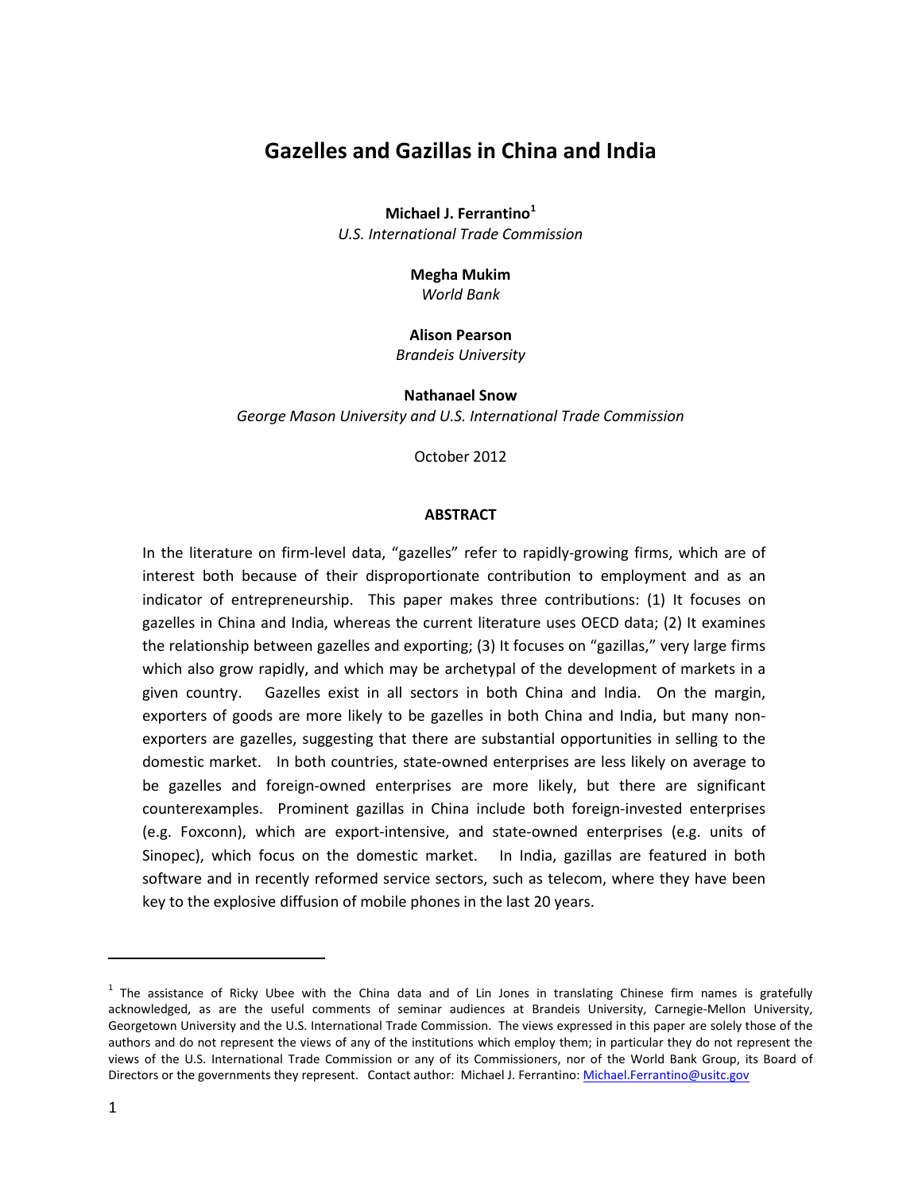# Gazelles and Gazillas in China and India

**Michael J. Ferrantino**[1]
*U.S. International Trade Commission*

**Megha Mukim**
*World Bank*

**Alison Pearson**
*Brandeis University*

**Nathanael Snow**
*George Mason University and U.S. International Trade Commission*

October 2012

## ABSTRACT

In the literature on firm-level data, "gazelles" refer to rapidly-growing firms, which are of interest both because of their disproportionate contribution to employment and as an indicator of entrepreneurship. This paper makes three contributions: (1) It focuses on gazelles in China and India, whereas the current literature uses OECD data; (2) It examines the relationship between gazelles and exporting; (3) It focuses on "gazillas," very large firms which also grow rapidly, and which may be archetypal of the development of markets in a given country. Gazelles exist in all sectors in both China and India. On the margin, exporters of goods are more likely to be gazelles in both China and India, but many non-exporters are gazelles, suggesting that there are substantial opportunities in selling to the domestic market. In both countries, state-owned enterprises are less likely on average to be gazelles and foreign-owned enterprises are more likely, but there are significant counterexamples. Prominent gazillas in China include both foreign-invested enterprises (e.g. Foxconn), which are export-intensive, and state-owned enterprises (e.g. units of Sinopec), which focus on the domestic market. In India, gazillas are featured in both software and in recently reformed service sectors, such as telecom, where they have been key to the explosive diffusion of mobile phones in the last 20 years.

---

[1] The assistance of Ricky Ubee with the China data and of Lin Jones in translating Chinese firm names is gratefully acknowledged, as are the useful comments of seminar audiences at Brandeis University, Carnegie-Mellon University, Georgetown University and the U.S. International Trade Commission. The views expressed in this paper are solely those of the authors and do not represent the views of any of the institutions which employ them; in particular they do not represent the views of the U.S. International Trade Commission or any of its Commissioners, nor of the World Bank Group, its Board of Directors or the governments they represent. Contact author: Michael J. Ferrantino: Michael.Ferrantino@usitc.gov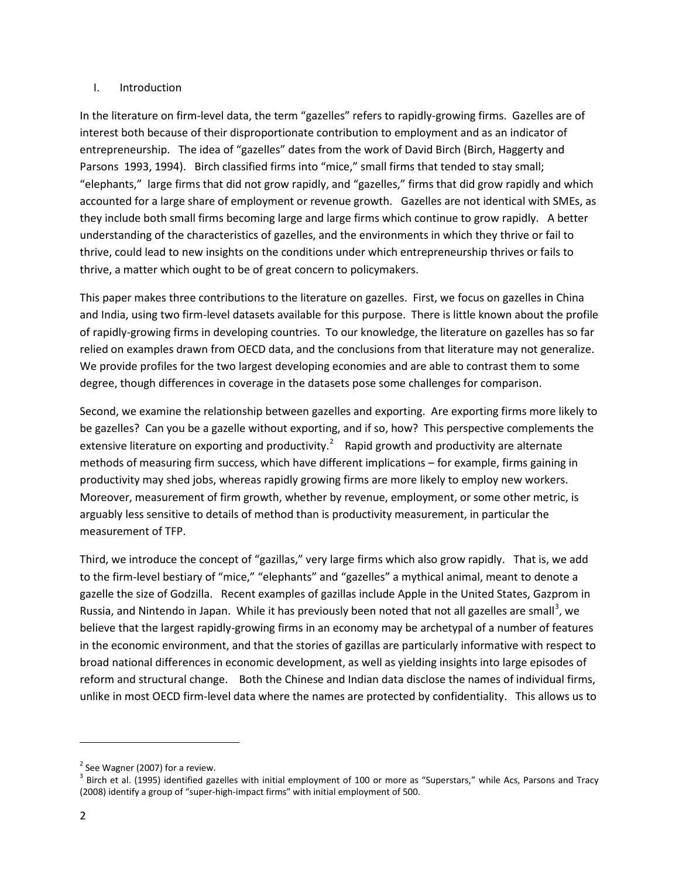## I. Introduction

In the literature on firm-level data, the term "gazelles" refers to rapidly-growing firms. Gazelles are of interest both because of their disproportionate contribution to employment and as an indicator of entrepreneurship. The idea of "gazelles" dates from the work of David Birch (Birch, Haggerty and Parsons 1993, 1994). Birch classified firms into "mice," small firms that tended to stay small; "elephants," large firms that did not grow rapidly, and "gazelles," firms that did grow rapidly and which accounted for a large share of employment or revenue growth. Gazelles are not identical with SMEs, as they include both small firms becoming large and large firms which continue to grow rapidly. A better understanding of the characteristics of gazelles, and the environments in which they thrive or fail to thrive, could lead to new insights on the conditions under which entrepreneurship thrives or fails to thrive, a matter which ought to be of great concern to policymakers.

This paper makes three contributions to the literature on gazelles. First, we focus on gazelles in China and India, using two firm-level datasets available for this purpose. There is little known about the profile of rapidly-growing firms in developing countries. To our knowledge, the literature on gazelles has so far relied on examples drawn from OECD data, and the conclusions from that literature may not generalize. We provide profiles for the two largest developing economies and are able to contrast them to some degree, though differences in coverage in the datasets pose some challenges for comparison.

Second, we examine the relationship between gazelles and exporting. Are exporting firms more likely to be gazelles? Can you be a gazelle without exporting, and if so, how? This perspective complements the extensive literature on exporting and productivity.[2] Rapid growth and productivity are alternate methods of measuring firm success, which have different implications – for example, firms gaining in productivity may shed jobs, whereas rapidly growing firms are more likely to employ new workers. Moreover, measurement of firm growth, whether by revenue, employment, or some other metric, is arguably less sensitive to details of method than is productivity measurement, in particular the measurement of TFP.

Third, we introduce the concept of "gazillas," very large firms which also grow rapidly. That is, we add to the firm-level bestiary of "mice," "elephants" and "gazelles" a mythical animal, meant to denote a gazelle the size of Godzilla. Recent examples of gazillas include Apple in the United States, Gazprom in Russia, and Nintendo in Japan. While it has previously been noted that not all gazelles are small[3], we believe that the largest rapidly-growing firms in an economy may be archetypal of a number of features in the economic environment, and that the stories of gazillas are particularly informative with respect to broad national differences in economic development, as well as yielding insights into large episodes of reform and structural change. Both the Chinese and Indian data disclose the names of individual firms, unlike in most OECD firm-level data where the names are protected by confidentiality. This allows us to

---

[2] See Wagner (2007) for a review.

[3] Birch et al. (1995) identified gazelles with initial employment of 100 or more as "Superstars," while Acs, Parsons and Tracy (2008) identify a group of "super-high-impact firms" with initial employment of 500.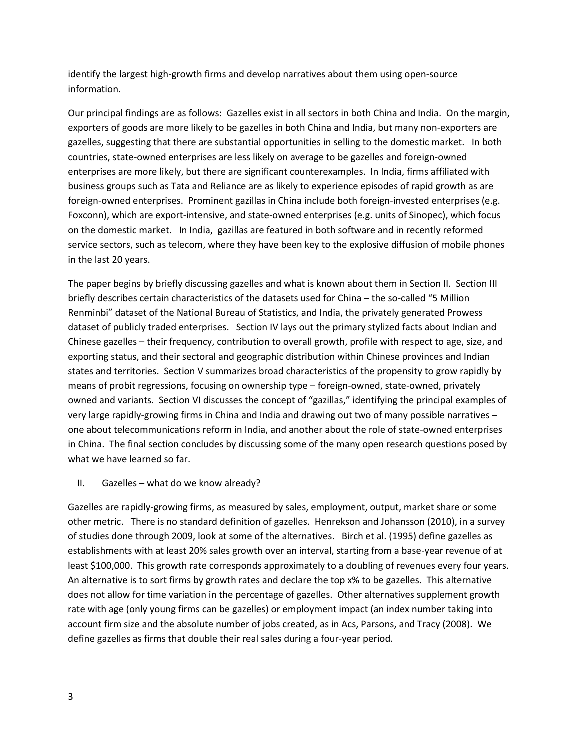identify the largest high-growth firms and develop narratives about them using open-source information.

Our principal findings are as follows: Gazelles exist in all sectors in both China and India. On the margin, exporters of goods are more likely to be gazelles in both China and India, but many non-exporters are gazelles, suggesting that there are substantial opportunities in selling to the domestic market. In both countries, state-owned enterprises are less likely on average to be gazelles and foreign-owned enterprises are more likely, but there are significant counterexamples. In India, firms affiliated with business groups such as Tata and Reliance are as likely to experience episodes of rapid growth as are foreign-owned enterprises. Prominent gazillas in China include both foreign-invested enterprises (e.g. Foxconn), which are export-intensive, and state-owned enterprises (e.g. units of Sinopec), which focus on the domestic market. In India, gazillas are featured in both software and in recently reformed service sectors, such as telecom, where they have been key to the explosive diffusion of mobile phones in the last 20 years.

The paper begins by briefly discussing gazelles and what is known about them in Section II. Section III briefly describes certain characteristics of the datasets used for China – the so-called "5 Million Renminbi" dataset of the National Bureau of Statistics, and India, the privately generated Prowess dataset of publicly traded enterprises. Section IV lays out the primary stylized facts about Indian and Chinese gazelles – their frequency, contribution to overall growth, profile with respect to age, size, and exporting status, and their sectoral and geographic distribution within Chinese provinces and Indian states and territories. Section V summarizes broad characteristics of the propensity to grow rapidly by means of probit regressions, focusing on ownership type – foreign-owned, state-owned, privately owned and variants. Section VI discusses the concept of "gazillas," identifying the principal examples of very large rapidly-growing firms in China and India and drawing out two of many possible narratives – one about telecommunications reform in India, and another about the role of state-owned enterprises in China. The final section concludes by discussing some of the many open research questions posed by what we have learned so far.

## II. Gazelles – what do we know already?

Gazelles are rapidly-growing firms, as measured by sales, employment, output, market share or some other metric. There is no standard definition of gazelles. Henrekson and Johansson (2010), in a survey of studies done through 2009, look at some of the alternatives. Birch et al. (1995) define gazelles as establishments with at least 20% sales growth over an interval, starting from a base-year revenue of at least \$100,000. This growth rate corresponds approximately to a doubling of revenues every four years. An alternative is to sort firms by growth rates and declare the top x% to be gazelles. This alternative does not allow for time variation in the percentage of gazelles. Other alternatives supplement growth rate with age (only young firms can be gazelles) or employment impact (an index number taking into account firm size and the absolute number of jobs created, as in Acs, Parsons, and Tracy (2008). We define gazelles as firms that double their real sales during a four-year period.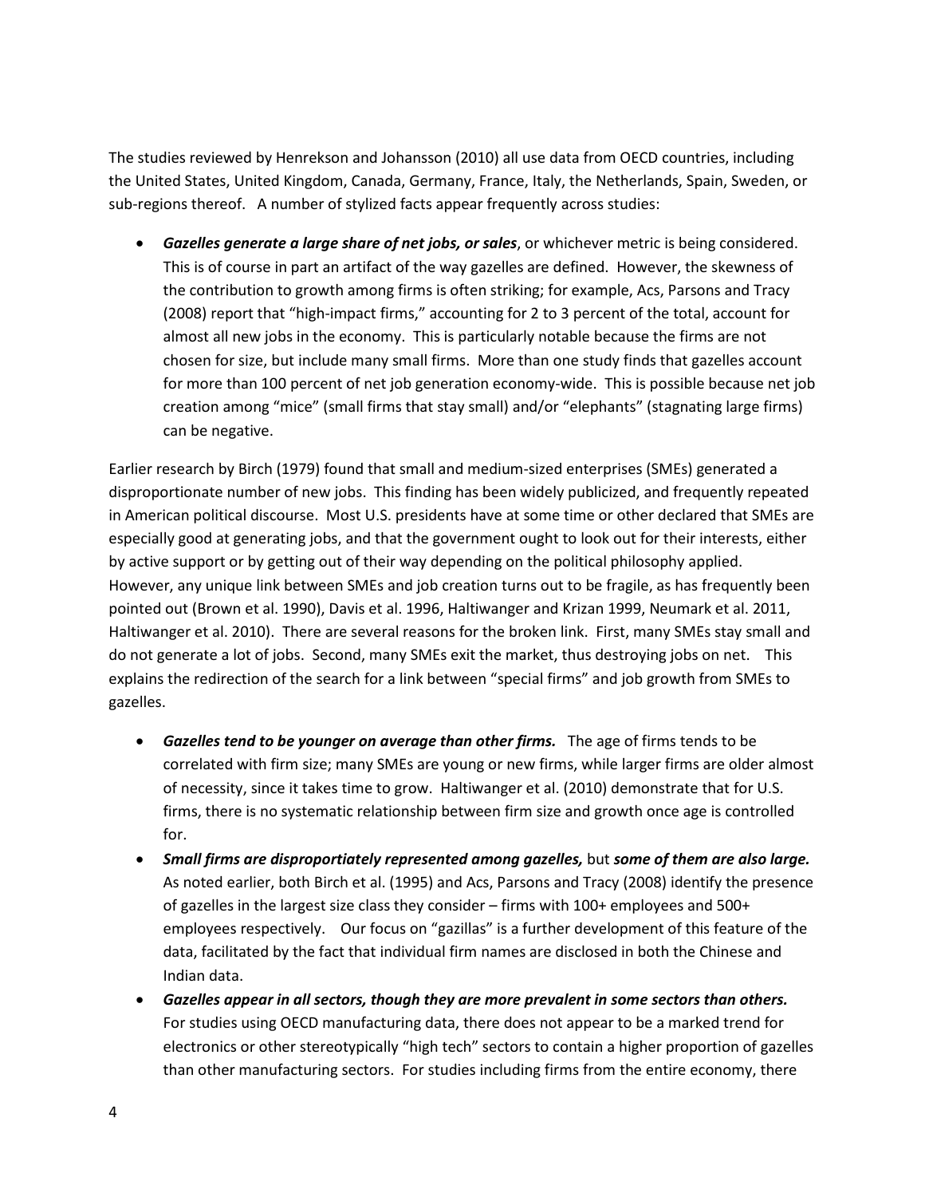The studies reviewed by Henrekson and Johansson (2010) all use data from OECD countries, including the United States, United Kingdom, Canada, Germany, France, Italy, the Netherlands, Spain, Sweden, or sub-regions thereof. A number of stylized facts appear frequently across studies:

- ***Gazelles generate a large share of net jobs, or sales***, or whichever metric is being considered. This is of course in part an artifact of the way gazelles are defined. However, the skewness of the contribution to growth among firms is often striking; for example, Acs, Parsons and Tracy (2008) report that "high-impact firms," accounting for 2 to 3 percent of the total, account for almost all new jobs in the economy. This is particularly notable because the firms are not chosen for size, but include many small firms. More than one study finds that gazelles account for more than 100 percent of net job generation economy-wide. This is possible because net job creation among "mice" (small firms that stay small) and/or "elephants" (stagnating large firms) can be negative.

Earlier research by Birch (1979) found that small and medium-sized enterprises (SMEs) generated a disproportionate number of new jobs. This finding has been widely publicized, and frequently repeated in American political discourse. Most U.S. presidents have at some time or other declared that SMEs are especially good at generating jobs, and that the government ought to look out for their interests, either by active support or by getting out of their way depending on the political philosophy applied. However, any unique link between SMEs and job creation turns out to be fragile, as has frequently been pointed out (Brown et al. 1990), Davis et al. 1996, Haltiwanger and Krizan 1999, Neumark et al. 2011, Haltiwanger et al. 2010). There are several reasons for the broken link. First, many SMEs stay small and do not generate a lot of jobs. Second, many SMEs exit the market, thus destroying jobs on net. This explains the redirection of the search for a link between "special firms" and job growth from SMEs to gazelles.

- ***Gazelles tend to be younger on average than other firms.*** The age of firms tends to be correlated with firm size; many SMEs are young or new firms, while larger firms are older almost of necessity, since it takes time to grow. Haltiwanger et al. (2010) demonstrate that for U.S. firms, there is no systematic relationship between firm size and growth once age is controlled for.
- ***Small firms are disproportiately represented among gazelles,*** but ***some of them are also large.*** As noted earlier, both Birch et al. (1995) and Acs, Parsons and Tracy (2008) identify the presence of gazelles in the largest size class they consider – firms with 100+ employees and 500+ employees respectively. Our focus on "gazillas" is a further development of this feature of the data, facilitated by the fact that individual firm names are disclosed in both the Chinese and Indian data.
- ***Gazelles appear in all sectors, though they are more prevalent in some sectors than others.*** For studies using OECD manufacturing data, there does not appear to be a marked trend for electronics or other stereotypically "high tech" sectors to contain a higher proportion of gazelles than other manufacturing sectors. For studies including firms from the entire economy, there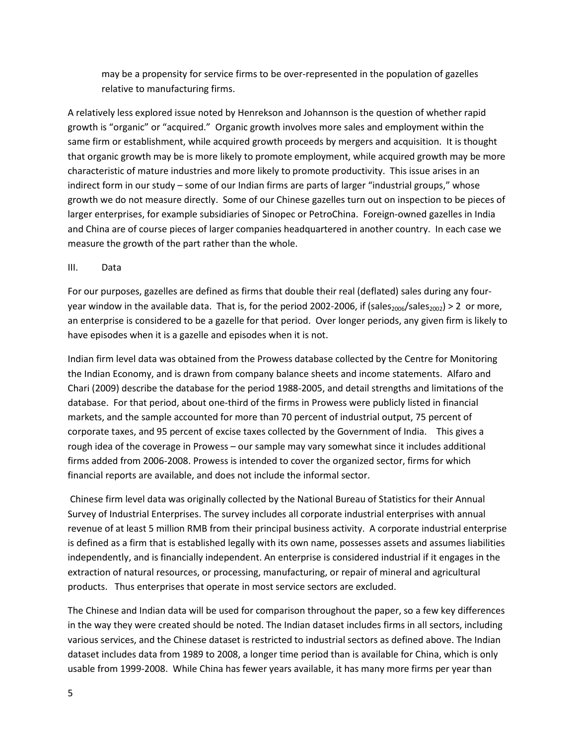may be a propensity for service firms to be over-represented in the population of gazelles relative to manufacturing firms.

A relatively less explored issue noted by Henrekson and Johannson is the question of whether rapid growth is "organic" or "acquired." Organic growth involves more sales and employment within the same firm or establishment, while acquired growth proceeds by mergers and acquisition. It is thought that organic growth may be is more likely to promote employment, while acquired growth may be more characteristic of mature industries and more likely to promote productivity. This issue arises in an indirect form in our study – some of our Indian firms are parts of larger "industrial groups," whose growth we do not measure directly. Some of our Chinese gazelles turn out on inspection to be pieces of larger enterprises, for example subsidiaries of Sinopec or PetroChina. Foreign-owned gazelles in India and China are of course pieces of larger companies headquartered in another country. In each case we measure the growth of the part rather than the whole.

## III. Data

For our purposes, gazelles are defined as firms that double their real (deflated) sales during any four-year window in the available data. That is, for the period 2002-2006, if $(sales_{2006}/sales_{2002}) > 2$ or more, an enterprise is considered to be a gazelle for that period. Over longer periods, any given firm is likely to have episodes when it is a gazelle and episodes when it is not.

Indian firm level data was obtained from the Prowess database collected by the Centre for Monitoring the Indian Economy, and is drawn from company balance sheets and income statements. Alfaro and Chari (2009) describe the database for the period 1988-2005, and detail strengths and limitations of the database. For that period, about one-third of the firms in Prowess were publicly listed in financial markets, and the sample accounted for more than 70 percent of industrial output, 75 percent of corporate taxes, and 95 percent of excise taxes collected by the Government of India. This gives a rough idea of the coverage in Prowess – our sample may vary somewhat since it includes additional firms added from 2006-2008. Prowess is intended to cover the organized sector, firms for which financial reports are available, and does not include the informal sector.

Chinese firm level data was originally collected by the National Bureau of Statistics for their Annual Survey of Industrial Enterprises. The survey includes all corporate industrial enterprises with annual revenue of at least 5 million RMB from their principal business activity. A corporate industrial enterprise is defined as a firm that is established legally with its own name, possesses assets and assumes liabilities independently, and is financially independent. An enterprise is considered industrial if it engages in the extraction of natural resources, or processing, manufacturing, or repair of mineral and agricultural products. Thus enterprises that operate in most service sectors are excluded.

The Chinese and Indian data will be used for comparison throughout the paper, so a few key differences in the way they were created should be noted. The Indian dataset includes firms in all sectors, including various services, and the Chinese dataset is restricted to industrial sectors as defined above. The Indian dataset includes data from 1989 to 2008, a longer time period than is available for China, which is only usable from 1999-2008. While China has fewer years available, it has many more firms per year than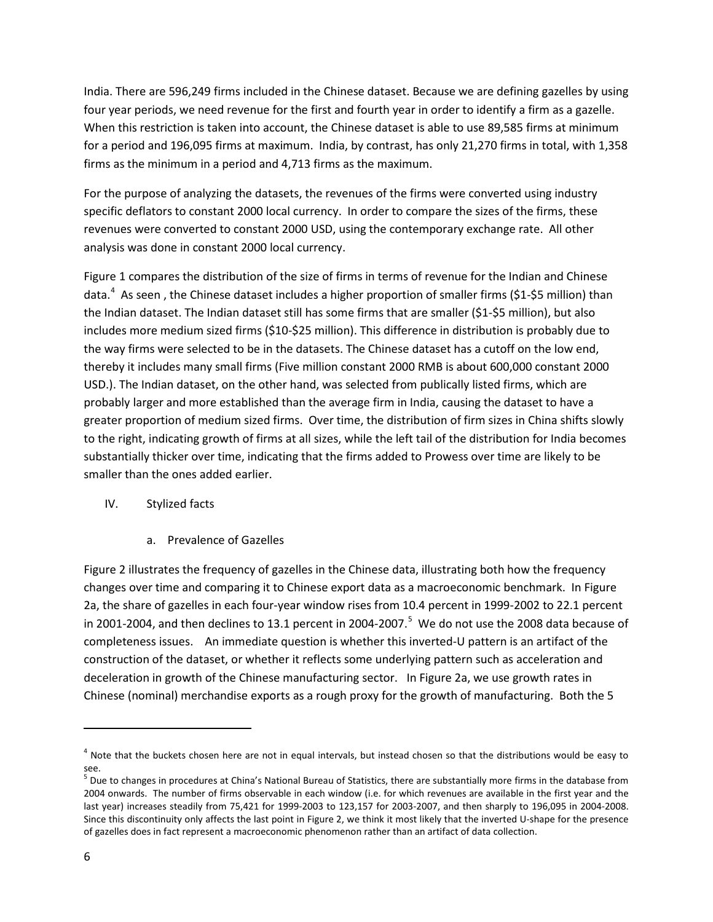India. There are 596,249 firms included in the Chinese dataset. Because we are defining gazelles by using four year periods, we need revenue for the first and fourth year in order to identify a firm as a gazelle. When this restriction is taken into account, the Chinese dataset is able to use 89,585 firms at minimum for a period and 196,095 firms at maximum. India, by contrast, has only 21,270 firms in total, with 1,358 firms as the minimum in a period and 4,713 firms as the maximum.

For the purpose of analyzing the datasets, the revenues of the firms were converted using industry specific deflators to constant 2000 local currency. In order to compare the sizes of the firms, these revenues were converted to constant 2000 USD, using the contemporary exchange rate. All other analysis was done in constant 2000 local currency.

Figure 1 compares the distribution of the size of firms in terms of revenue for the Indian and Chinese data.[4] As seen , the Chinese dataset includes a higher proportion of smaller firms ($1-$5 million) than the Indian dataset. The Indian dataset still has some firms that are smaller ($1-$5 million), but also includes more medium sized firms ($10-$25 million). This difference in distribution is probably due to the way firms were selected to be in the datasets. The Chinese dataset has a cutoff on the low end, thereby it includes many small firms (Five million constant 2000 RMB is about 600,000 constant 2000 USD.). The Indian dataset, on the other hand, was selected from publically listed firms, which are probably larger and more established than the average firm in India, causing the dataset to have a greater proportion of medium sized firms. Over time, the distribution of firm sizes in China shifts slowly to the right, indicating growth of firms at all sizes, while the left tail of the distribution for India becomes substantially thicker over time, indicating that the firms added to Prowess over time are likely to be smaller than the ones added earlier.

## IV. Stylized facts

### a. Prevalence of Gazelles

Figure 2 illustrates the frequency of gazelles in the Chinese data, illustrating both how the frequency changes over time and comparing it to Chinese export data as a macroeconomic benchmark. In Figure 2a, the share of gazelles in each four-year window rises from 10.4 percent in 1999-2002 to 22.1 percent in 2001-2004, and then declines to 13.1 percent in 2004-2007.[5] We do not use the 2008 data because of completeness issues. An immediate question is whether this inverted-U pattern is an artifact of the construction of the dataset, or whether it reflects some underlying pattern such as acceleration and deceleration in growth of the Chinese manufacturing sector. In Figure 2a, we use growth rates in Chinese (nominal) merchandise exports as a rough proxy for the growth of manufacturing. Both the 5

---

[4] Note that the buckets chosen here are not in equal intervals, but instead chosen so that the distributions would be easy to see.

[5] Due to changes in procedures at China's National Bureau of Statistics, there are substantially more firms in the database from 2004 onwards. The number of firms observable in each window (i.e. for which revenues are available in the first year and the last year) increases steadily from 75,421 for 1999-2003 to 123,157 for 2003-2007, and then sharply to 196,095 in 2004-2008. Since this discontinuity only affects the last point in Figure 2, we think it most likely that the inverted U-shape for the presence of gazelles does in fact represent a macroeconomic phenomenon rather than an artifact of data collection.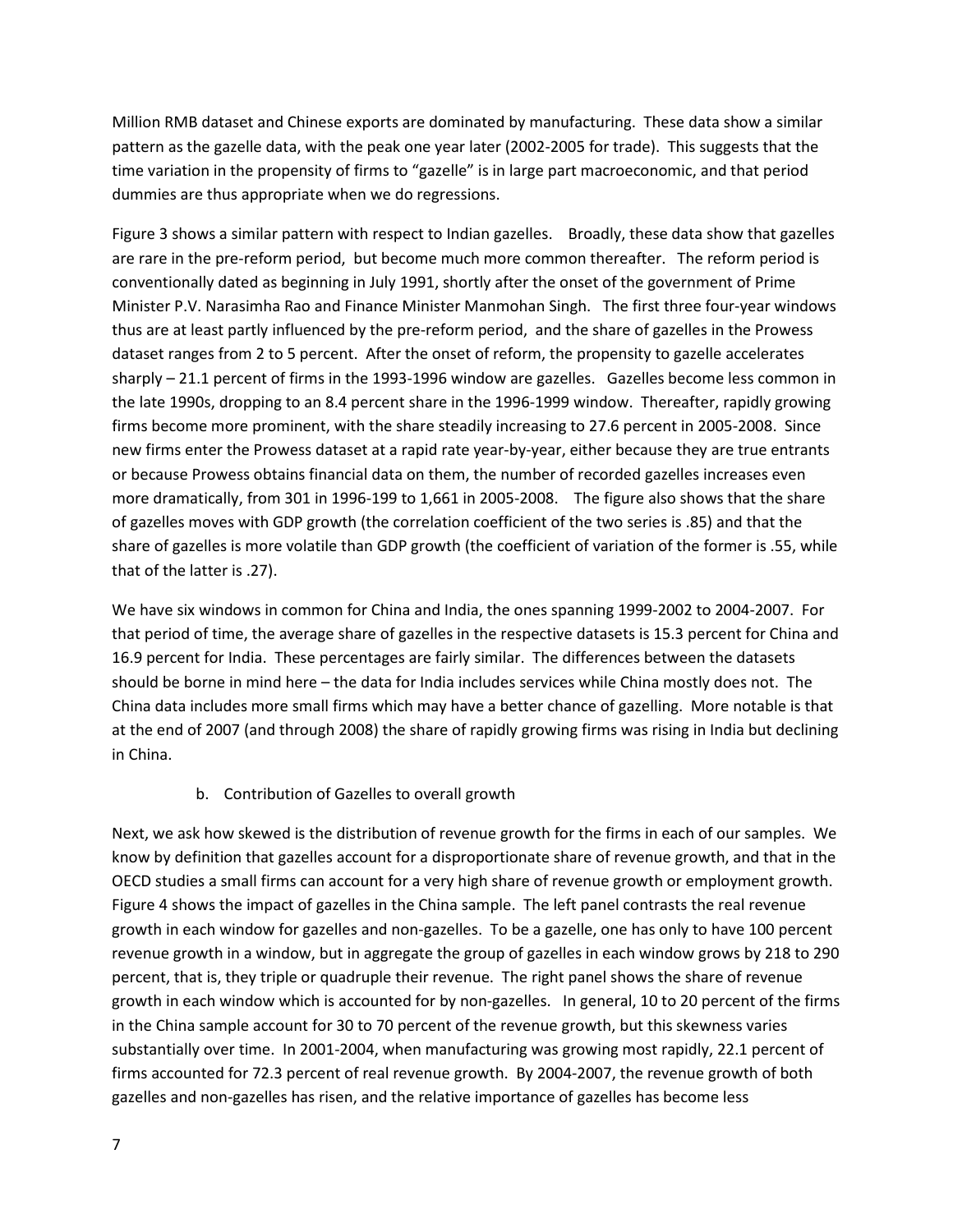Million RMB dataset and Chinese exports are dominated by manufacturing. These data show a similar pattern as the gazelle data, with the peak one year later (2002-2005 for trade). This suggests that the time variation in the propensity of firms to "gazelle" is in large part macroeconomic, and that period dummies are thus appropriate when we do regressions.

Figure 3 shows a similar pattern with respect to Indian gazelles. Broadly, these data show that gazelles are rare in the pre-reform period, but become much more common thereafter. The reform period is conventionally dated as beginning in July 1991, shortly after the onset of the government of Prime Minister P.V. Narasimha Rao and Finance Minister Manmohan Singh. The first three four-year windows thus are at least partly influenced by the pre-reform period, and the share of gazelles in the Prowess dataset ranges from 2 to 5 percent. After the onset of reform, the propensity to gazelle accelerates sharply – 21.1 percent of firms in the 1993-1996 window are gazelles. Gazelles become less common in the late 1990s, dropping to an 8.4 percent share in the 1996-1999 window. Thereafter, rapidly growing firms become more prominent, with the share steadily increasing to 27.6 percent in 2005-2008. Since new firms enter the Prowess dataset at a rapid rate year-by-year, either because they are true entrants or because Prowess obtains financial data on them, the number of recorded gazelles increases even more dramatically, from 301 in 1996-199 to 1,661 in 2005-2008. The figure also shows that the share of gazelles moves with GDP growth (the correlation coefficient of the two series is .85) and that the share of gazelles is more volatile than GDP growth (the coefficient of variation of the former is .55, while that of the latter is .27).

We have six windows in common for China and India, the ones spanning 1999-2002 to 2004-2007. For that period of time, the average share of gazelles in the respective datasets is 15.3 percent for China and 16.9 percent for India. These percentages are fairly similar. The differences between the datasets should be borne in mind here – the data for India includes services while China mostly does not. The China data includes more small firms which may have a better chance of gazelling. More notable is that at the end of 2007 (and through 2008) the share of rapidly growing firms was rising in India but declining in China.

### b. Contribution of Gazelles to overall growth

Next, we ask how skewed is the distribution of revenue growth for the firms in each of our samples. We know by definition that gazelles account for a disproportionate share of revenue growth, and that in the OECD studies a small firms can account for a very high share of revenue growth or employment growth. Figure 4 shows the impact of gazelles in the China sample. The left panel contrasts the real revenue growth in each window for gazelles and non-gazelles. To be a gazelle, one has only to have 100 percent revenue growth in a window, but in aggregate the group of gazelles in each window grows by 218 to 290 percent, that is, they triple or quadruple their revenue. The right panel shows the share of revenue growth in each window which is accounted for by non-gazelles. In general, 10 to 20 percent of the firms in the China sample account for 30 to 70 percent of the revenue growth, but this skewness varies substantially over time. In 2001-2004, when manufacturing was growing most rapidly, 22.1 percent of firms accounted for 72.3 percent of real revenue growth. By 2004-2007, the revenue growth of both gazelles and non-gazelles has risen, and the relative importance of gazelles has become less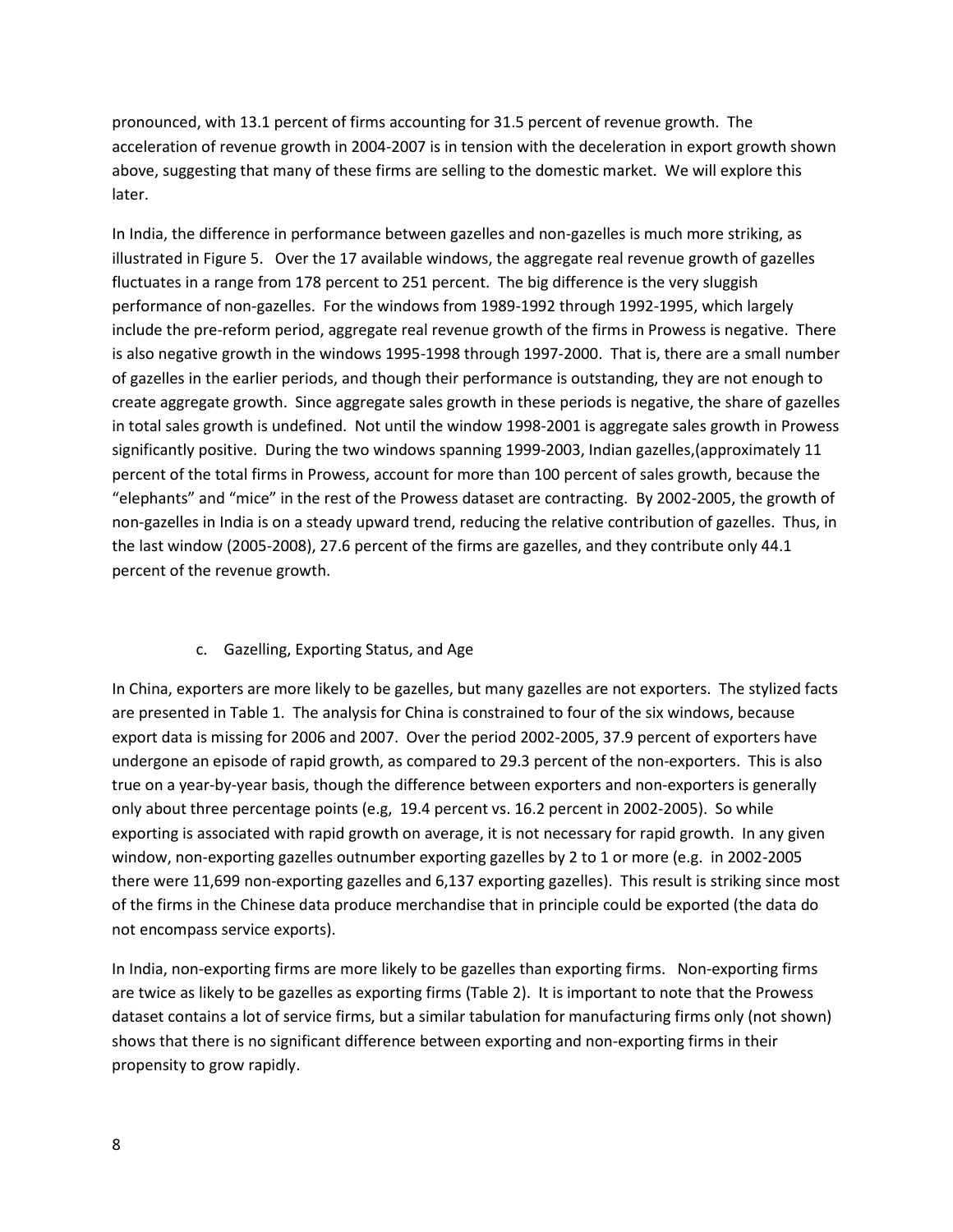pronounced, with 13.1 percent of firms accounting for 31.5 percent of revenue growth. The acceleration of revenue growth in 2004-2007 is in tension with the deceleration in export growth shown above, suggesting that many of these firms are selling to the domestic market. We will explore this later.

In India, the difference in performance between gazelles and non-gazelles is much more striking, as illustrated in Figure 5. Over the 17 available windows, the aggregate real revenue growth of gazelles fluctuates in a range from 178 percent to 251 percent. The big difference is the very sluggish performance of non-gazelles. For the windows from 1989-1992 through 1992-1995, which largely include the pre-reform period, aggregate real revenue growth of the firms in Prowess is negative. There is also negative growth in the windows 1995-1998 through 1997-2000. That is, there are a small number of gazelles in the earlier periods, and though their performance is outstanding, they are not enough to create aggregate growth. Since aggregate sales growth in these periods is negative, the share of gazelles in total sales growth is undefined. Not until the window 1998-2001 is aggregate sales growth in Prowess significantly positive. During the two windows spanning 1999-2003, Indian gazelles,(approximately 11 percent of the total firms in Prowess, account for more than 100 percent of sales growth, because the "elephants" and "mice" in the rest of the Prowess dataset are contracting. By 2002-2005, the growth of non-gazelles in India is on a steady upward trend, reducing the relative contribution of gazelles. Thus, in the last window (2005-2008), 27.6 percent of the firms are gazelles, and they contribute only 44.1 percent of the revenue growth.

### c. Gazelling, Exporting Status, and Age

In China, exporters are more likely to be gazelles, but many gazelles are not exporters. The stylized facts are presented in Table 1. The analysis for China is constrained to four of the six windows, because export data is missing for 2006 and 2007. Over the period 2002-2005, 37.9 percent of exporters have undergone an episode of rapid growth, as compared to 29.3 percent of the non-exporters. This is also true on a year-by-year basis, though the difference between exporters and non-exporters is generally only about three percentage points (e.g, 19.4 percent vs. 16.2 percent in 2002-2005). So while exporting is associated with rapid growth on average, it is not necessary for rapid growth. In any given window, non-exporting gazelles outnumber exporting gazelles by 2 to 1 or more (e.g. in 2002-2005 there were 11,699 non-exporting gazelles and 6,137 exporting gazelles). This result is striking since most of the firms in the Chinese data produce merchandise that in principle could be exported (the data do not encompass service exports).

In India, non-exporting firms are more likely to be gazelles than exporting firms. Non-exporting firms are twice as likely to be gazelles as exporting firms (Table 2). It is important to note that the Prowess dataset contains a lot of service firms, but a similar tabulation for manufacturing firms only (not shown) shows that there is no significant difference between exporting and non-exporting firms in their propensity to grow rapidly.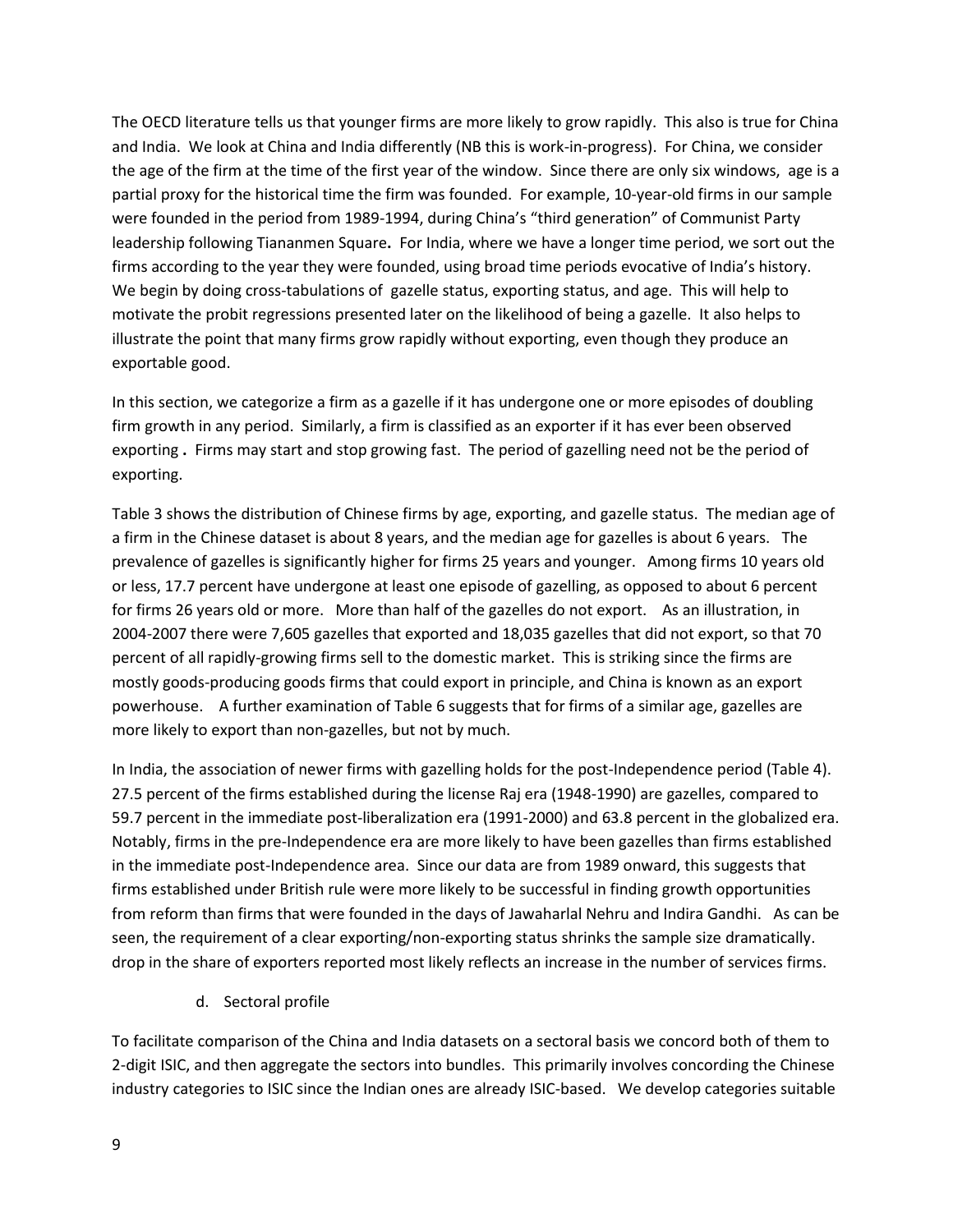The OECD literature tells us that younger firms are more likely to grow rapidly. This also is true for China and India. We look at China and India differently (NB this is work-in-progress). For China, we consider the age of the firm at the time of the first year of the window. Since there are only six windows, age is a partial proxy for the historical time the firm was founded. For example, 10-year-old firms in our sample were founded in the period from 1989-1994, during China's "third generation" of Communist Party leadership following Tiananmen Square**.** For India, where we have a longer time period, we sort out the firms according to the year they were founded, using broad time periods evocative of India's history. We begin by doing cross-tabulations of gazelle status, exporting status, and age. This will help to motivate the probit regressions presented later on the likelihood of being a gazelle. It also helps to illustrate the point that many firms grow rapidly without exporting, even though they produce an exportable good.

In this section, we categorize a firm as a gazelle if it has undergone one or more episodes of doubling firm growth in any period. Similarly, a firm is classified as an exporter if it has ever been observed exporting **.** Firms may start and stop growing fast. The period of gazelling need not be the period of exporting.

Table 3 shows the distribution of Chinese firms by age, exporting, and gazelle status. The median age of a firm in the Chinese dataset is about 8 years, and the median age for gazelles is about 6 years. The prevalence of gazelles is significantly higher for firms 25 years and younger. Among firms 10 years old or less, 17.7 percent have undergone at least one episode of gazelling, as opposed to about 6 percent for firms 26 years old or more. More than half of the gazelles do not export. As an illustration, in 2004-2007 there were 7,605 gazelles that exported and 18,035 gazelles that did not export, so that 70 percent of all rapidly-growing firms sell to the domestic market. This is striking since the firms are mostly goods-producing goods firms that could export in principle, and China is known as an export powerhouse. A further examination of Table 6 suggests that for firms of a similar age, gazelles are more likely to export than non-gazelles, but not by much.

In India, the association of newer firms with gazelling holds for the post-Independence period (Table 4). 27.5 percent of the firms established during the license Raj era (1948-1990) are gazelles, compared to 59.7 percent in the immediate post-liberalization era (1991-2000) and 63.8 percent in the globalized era. Notably, firms in the pre-Independence era are more likely to have been gazelles than firms established in the immediate post-Independence area. Since our data are from 1989 onward, this suggests that firms established under British rule were more likely to be successful in finding growth opportunities from reform than firms that were founded in the days of Jawaharlal Nehru and Indira Gandhi. As can be seen, the requirement of a clear exporting/non-exporting status shrinks the sample size dramatically. drop in the share of exporters reported most likely reflects an increase in the number of services firms.

d. Sectoral profile

To facilitate comparison of the China and India datasets on a sectoral basis we concord both of them to 2-digit ISIC, and then aggregate the sectors into bundles. This primarily involves concording the Chinese industry categories to ISIC since the Indian ones are already ISIC-based. We develop categories suitable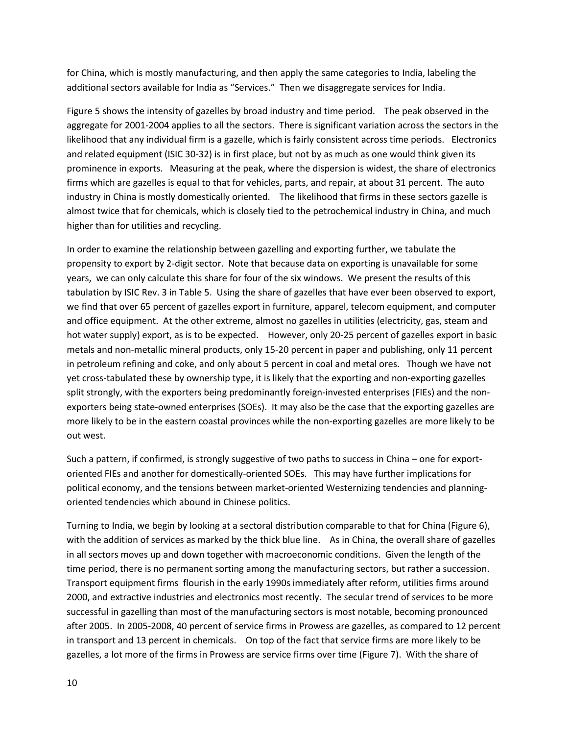for China, which is mostly manufacturing, and then apply the same categories to India, labeling the additional sectors available for India as "Services." Then we disaggregate services for India.

Figure 5 shows the intensity of gazelles by broad industry and time period. The peak observed in the aggregate for 2001-2004 applies to all the sectors. There is significant variation across the sectors in the likelihood that any individual firm is a gazelle, which is fairly consistent across time periods. Electronics and related equipment (ISIC 30-32) is in first place, but not by as much as one would think given its prominence in exports. Measuring at the peak, where the dispersion is widest, the share of electronics firms which are gazelles is equal to that for vehicles, parts, and repair, at about 31 percent. The auto industry in China is mostly domestically oriented. The likelihood that firms in these sectors gazelle is almost twice that for chemicals, which is closely tied to the petrochemical industry in China, and much higher than for utilities and recycling.

In order to examine the relationship between gazelling and exporting further, we tabulate the propensity to export by 2-digit sector. Note that because data on exporting is unavailable for some years, we can only calculate this share for four of the six windows. We present the results of this tabulation by ISIC Rev. 3 in Table 5. Using the share of gazelles that have ever been observed to export, we find that over 65 percent of gazelles export in furniture, apparel, telecom equipment, and computer and office equipment. At the other extreme, almost no gazelles in utilities (electricity, gas, steam and hot water supply) export, as is to be expected. However, only 20-25 percent of gazelles export in basic metals and non-metallic mineral products, only 15-20 percent in paper and publishing, only 11 percent in petroleum refining and coke, and only about 5 percent in coal and metal ores. Though we have not yet cross-tabulated these by ownership type, it is likely that the exporting and non-exporting gazelles split strongly, with the exporters being predominantly foreign-invested enterprises (FIEs) and the non-exporters being state-owned enterprises (SOEs). It may also be the case that the exporting gazelles are more likely to be in the eastern coastal provinces while the non-exporting gazelles are more likely to be out west.

Such a pattern, if confirmed, is strongly suggestive of two paths to success in China – one for export-oriented FIEs and another for domestically-oriented SOEs. This may have further implications for political economy, and the tensions between market-oriented Westernizing tendencies and planning-oriented tendencies which abound in Chinese politics.

Turning to India, we begin by looking at a sectoral distribution comparable to that for China (Figure 6), with the addition of services as marked by the thick blue line. As in China, the overall share of gazelles in all sectors moves up and down together with macroeconomic conditions. Given the length of the time period, there is no permanent sorting among the manufacturing sectors, but rather a succession. Transport equipment firms flourish in the early 1990s immediately after reform, utilities firms around 2000, and extractive industries and electronics most recently. The secular trend of services to be more successful in gazelling than most of the manufacturing sectors is most notable, becoming pronounced after 2005. In 2005-2008, 40 percent of service firms in Prowess are gazelles, as compared to 12 percent in transport and 13 percent in chemicals. On top of the fact that service firms are more likely to be gazelles, a lot more of the firms in Prowess are service firms over time (Figure 7). With the share of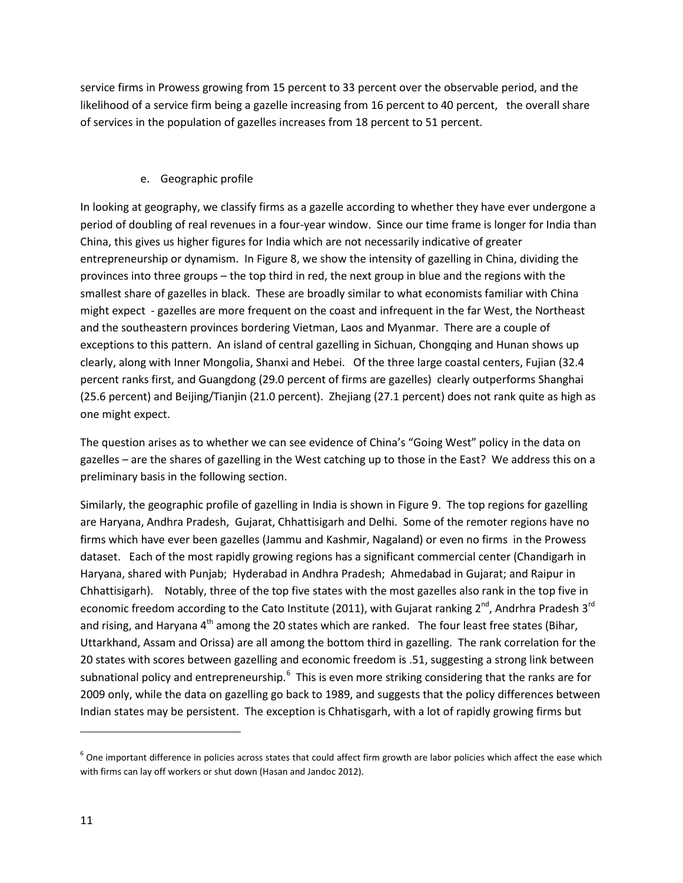service firms in Prowess growing from 15 percent to 33 percent over the observable period, and the likelihood of a service firm being a gazelle increasing from 16 percent to 40 percent, the overall share of services in the population of gazelles increases from 18 percent to 51 percent.

### e. Geographic profile

In looking at geography, we classify firms as a gazelle according to whether they have ever undergone a period of doubling of real revenues in a four-year window. Since our time frame is longer for India than China, this gives us higher figures for India which are not necessarily indicative of greater entrepreneurship or dynamism. In Figure 8, we show the intensity of gazelling in China, dividing the provinces into three groups – the top third in red, the next group in blue and the regions with the smallest share of gazelles in black. These are broadly similar to what economists familiar with China might expect - gazelles are more frequent on the coast and infrequent in the far West, the Northeast and the southeastern provinces bordering Vietman, Laos and Myanmar. There are a couple of exceptions to this pattern. An island of central gazelling in Sichuan, Chongqing and Hunan shows up clearly, along with Inner Mongolia, Shanxi and Hebei. Of the three large coastal centers, Fujian (32.4 percent ranks first, and Guangdong (29.0 percent of firms are gazelles) clearly outperforms Shanghai (25.6 percent) and Beijing/Tianjin (21.0 percent). Zhejiang (27.1 percent) does not rank quite as high as one might expect.

The question arises as to whether we can see evidence of China's "Going West" policy in the data on gazelles – are the shares of gazelling in the West catching up to those in the East? We address this on a preliminary basis in the following section.

Similarly, the geographic profile of gazelling in India is shown in Figure 9. The top regions for gazelling are Haryana, Andhra Pradesh, Gujarat, Chhattisigarh and Delhi. Some of the remoter regions have no firms which have ever been gazelles (Jammu and Kashmir, Nagaland) or even no firms in the Prowess dataset. Each of the most rapidly growing regions has a significant commercial center (Chandigarh in Haryana, shared with Punjab; Hyderabad in Andhra Pradesh; Ahmedabad in Gujarat; and Raipur in Chhattisigarh). Notably, three of the top five states with the most gazelles also rank in the top five in economic freedom according to the Cato Institute (2011), with Gujarat ranking 2nd, Andrhra Pradesh 3rd and rising, and Haryana 4th among the 20 states which are ranked. The four least free states (Bihar, Uttarkhand, Assam and Orissa) are all among the bottom third in gazelling. The rank correlation for the 20 states with scores between gazelling and economic freedom is .51, suggesting a strong link between subnational policy and entrepreneurship.[6] This is even more striking considering that the ranks are for 2009 only, while the data on gazelling go back to 1989, and suggests that the policy differences between Indian states may be persistent. The exception is Chhatisgarh, with a lot of rapidly growing firms but

[6] One important difference in policies across states that could affect firm growth are labor policies which affect the ease which with firms can lay off workers or shut down (Hasan and Jandoc 2012).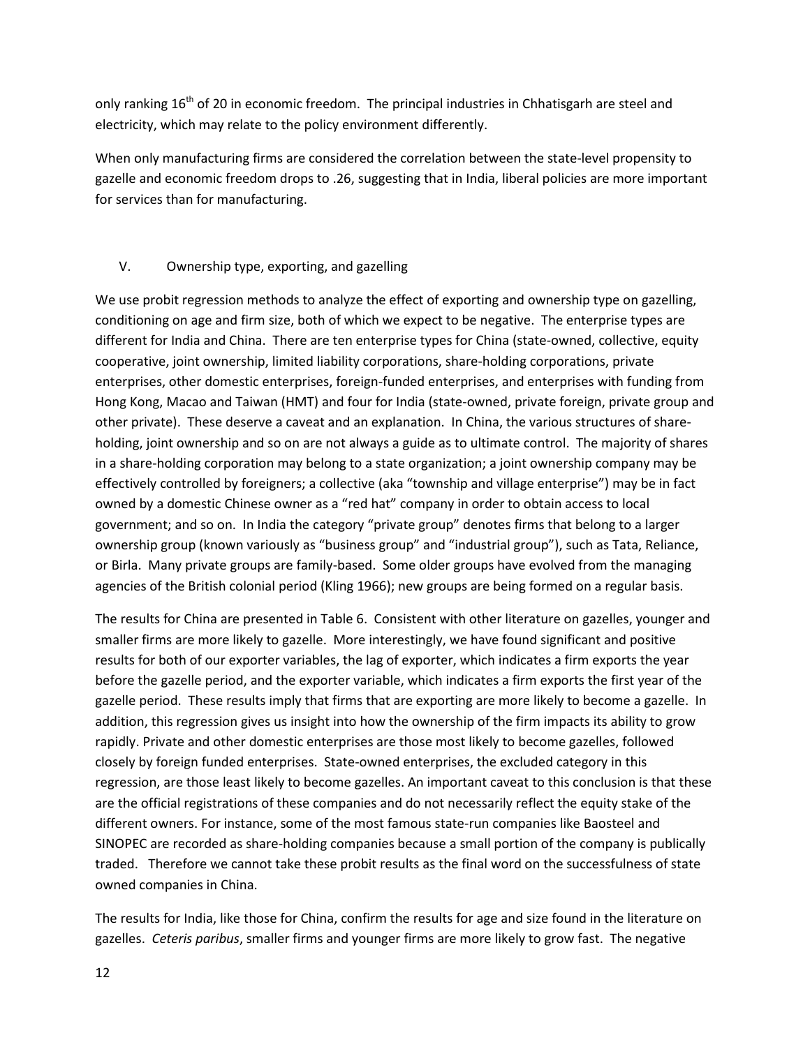only ranking 16th of 20 in economic freedom. The principal industries in Chhatisgarh are steel and electricity, which may relate to the policy environment differently.

When only manufacturing firms are considered the correlation between the state-level propensity to gazelle and economic freedom drops to .26, suggesting that in India, liberal policies are more important for services than for manufacturing.

## V. Ownership type, exporting, and gazelling

We use probit regression methods to analyze the effect of exporting and ownership type on gazelling, conditioning on age and firm size, both of which we expect to be negative. The enterprise types are different for India and China. There are ten enterprise types for China (state-owned, collective, equity cooperative, joint ownership, limited liability corporations, share-holding corporations, private enterprises, other domestic enterprises, foreign-funded enterprises, and enterprises with funding from Hong Kong, Macao and Taiwan (HMT) and four for India (state-owned, private foreign, private group and other private). These deserve a caveat and an explanation. In China, the various structures of share-holding, joint ownership and so on are not always a guide as to ultimate control. The majority of shares in a share-holding corporation may belong to a state organization; a joint ownership company may be effectively controlled by foreigners; a collective (aka "township and village enterprise") may be in fact owned by a domestic Chinese owner as a "red hat" company in order to obtain access to local government; and so on. In India the category "private group" denotes firms that belong to a larger ownership group (known variously as "business group" and "industrial group"), such as Tata, Reliance, or Birla. Many private groups are family-based. Some older groups have evolved from the managing agencies of the British colonial period (Kling 1966); new groups are being formed on a regular basis.

The results for China are presented in Table 6. Consistent with other literature on gazelles, younger and smaller firms are more likely to gazelle. More interestingly, we have found significant and positive results for both of our exporter variables, the lag of exporter, which indicates a firm exports the year before the gazelle period, and the exporter variable, which indicates a firm exports the first year of the gazelle period. These results imply that firms that are exporting are more likely to become a gazelle. In addition, this regression gives us insight into how the ownership of the firm impacts its ability to grow rapidly. Private and other domestic enterprises are those most likely to become gazelles, followed closely by foreign funded enterprises. State-owned enterprises, the excluded category in this regression, are those least likely to become gazelles. An important caveat to this conclusion is that these are the official registrations of these companies and do not necessarily reflect the equity stake of the different owners. For instance, some of the most famous state-run companies like Baosteel and SINOPEC are recorded as share-holding companies because a small portion of the company is publically traded. Therefore we cannot take these probit results as the final word on the successfulness of state owned companies in China.

The results for India, like those for China, confirm the results for age and size found in the literature on gazelles. *Ceteris paribus*, smaller firms and younger firms are more likely to grow fast. The negative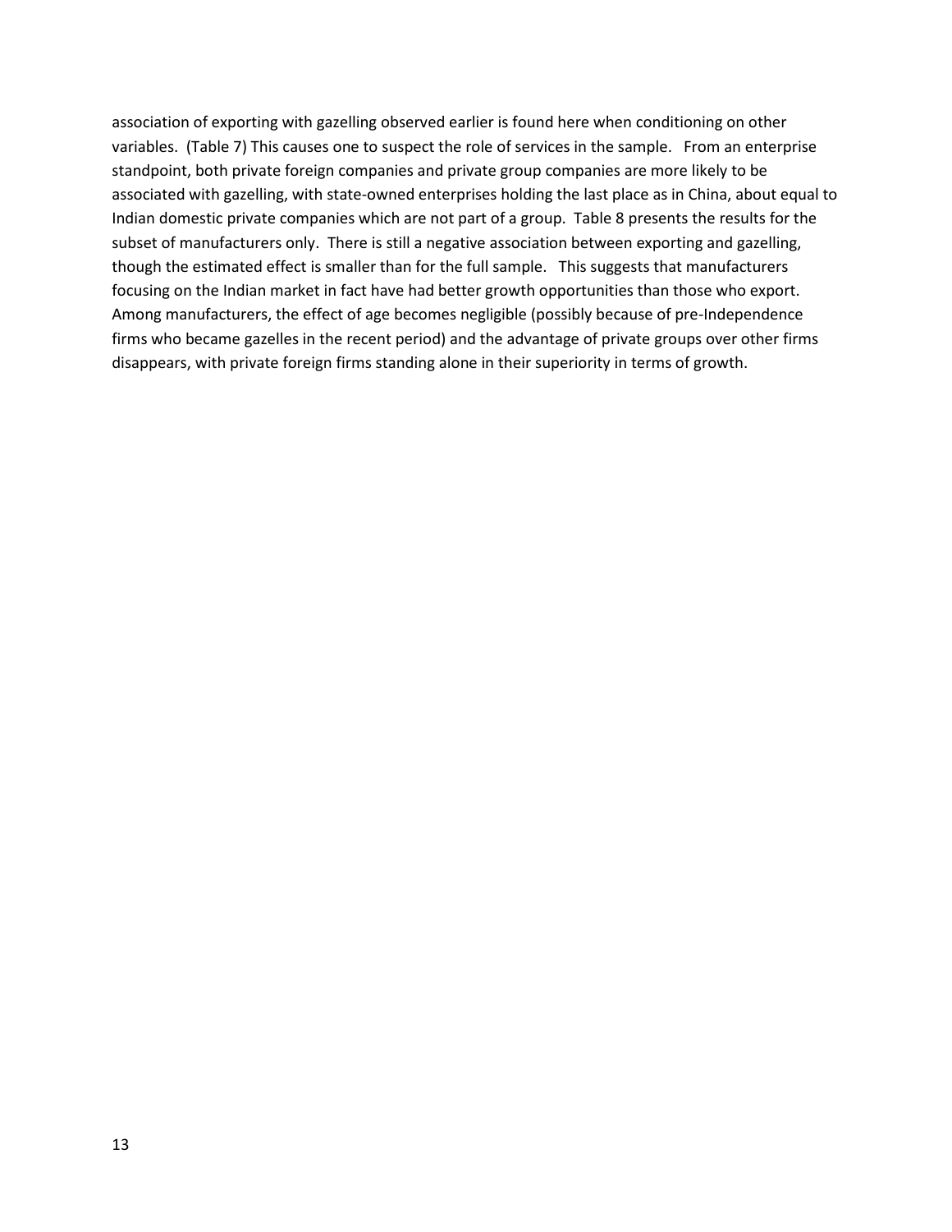association of exporting with gazelling observed earlier is found here when conditioning on other variables. (Table 7) This causes one to suspect the role of services in the sample. From an enterprise standpoint, both private foreign companies and private group companies are more likely to be associated with gazelling, with state-owned enterprises holding the last place as in China, about equal to Indian domestic private companies which are not part of a group. Table 8 presents the results for the subset of manufacturers only. There is still a negative association between exporting and gazelling, though the estimated effect is smaller than for the full sample. This suggests that manufacturers focusing on the Indian market in fact have had better growth opportunities than those who export. Among manufacturers, the effect of age becomes negligible (possibly because of pre-Independence firms who became gazelles in the recent period) and the advantage of private groups over other firms disappears, with private foreign firms standing alone in their superiority in terms of growth.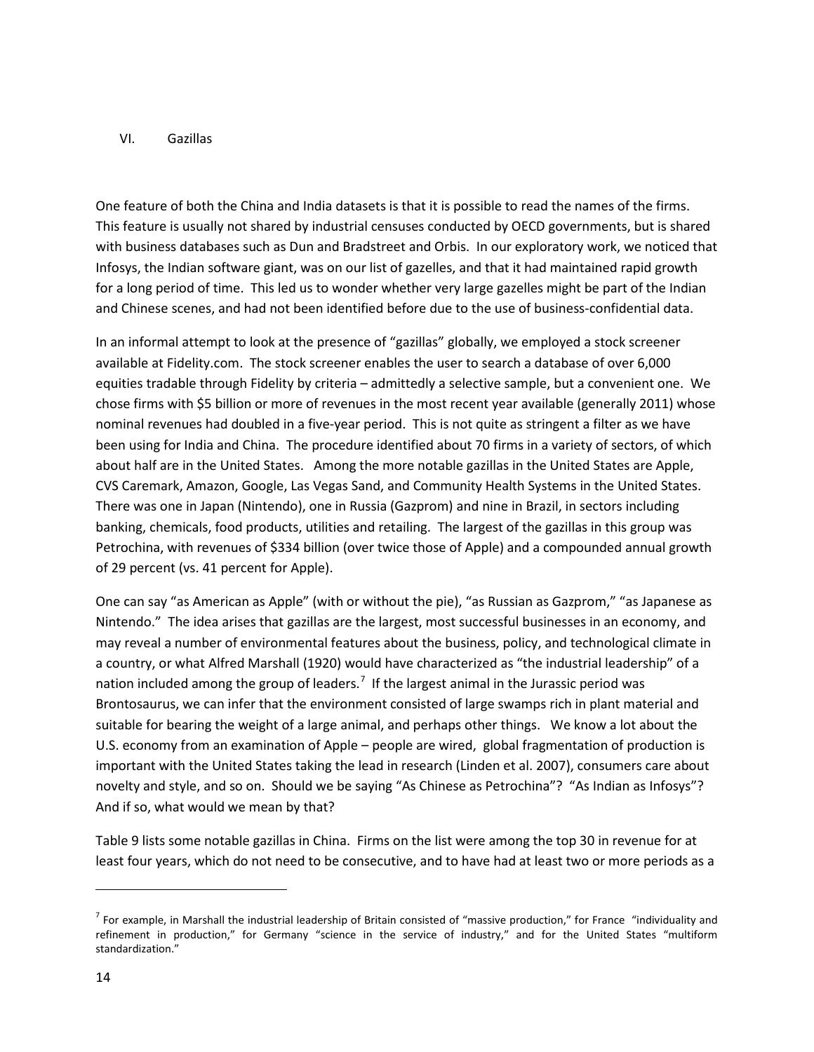## VI. Gazillas

One feature of both the China and India datasets is that it is possible to read the names of the firms. This feature is usually not shared by industrial censuses conducted by OECD governments, but is shared with business databases such as Dun and Bradstreet and Orbis. In our exploratory work, we noticed that Infosys, the Indian software giant, was on our list of gazelles, and that it had maintained rapid growth for a long period of time. This led us to wonder whether very large gazelles might be part of the Indian and Chinese scenes, and had not been identified before due to the use of business-confidential data.

In an informal attempt to look at the presence of "gazillas" globally, we employed a stock screener available at Fidelity.com. The stock screener enables the user to search a database of over 6,000 equities tradable through Fidelity by criteria – admittedly a selective sample, but a convenient one. We chose firms with $5 billion or more of revenues in the most recent year available (generally 2011) whose nominal revenues had doubled in a five-year period. This is not quite as stringent a filter as we have been using for India and China. The procedure identified about 70 firms in a variety of sectors, of which about half are in the United States. Among the more notable gazillas in the United States are Apple, CVS Caremark, Amazon, Google, Las Vegas Sand, and Community Health Systems in the United States. There was one in Japan (Nintendo), one in Russia (Gazprom) and nine in Brazil, in sectors including banking, chemicals, food products, utilities and retailing. The largest of the gazillas in this group was Petrochina, with revenues of $334 billion (over twice those of Apple) and a compounded annual growth of 29 percent (vs. 41 percent for Apple).

One can say "as American as Apple" (with or without the pie), "as Russian as Gazprom," "as Japanese as Nintendo." The idea arises that gazillas are the largest, most successful businesses in an economy, and may reveal a number of environmental features about the business, policy, and technological climate in a country, or what Alfred Marshall (1920) would have characterized as "the industrial leadership" of a nation included among the group of leaders.[7] If the largest animal in the Jurassic period was Brontosaurus, we can infer that the environment consisted of large swamps rich in plant material and suitable for bearing the weight of a large animal, and perhaps other things. We know a lot about the U.S. economy from an examination of Apple – people are wired, global fragmentation of production is important with the United States taking the lead in research (Linden et al. 2007), consumers care about novelty and style, and so on. Should we be saying "As Chinese as Petrochina"? "As Indian as Infosys"? And if so, what would we mean by that?

Table 9 lists some notable gazillas in China. Firms on the list were among the top 30 in revenue for at least four years, which do not need to be consecutive, and to have had at least two or more periods as a

---

[7] For example, in Marshall the industrial leadership of Britain consisted of "massive production," for France "individuality and refinement in production," for Germany "science in the service of industry," and for the United States "multiform standardization."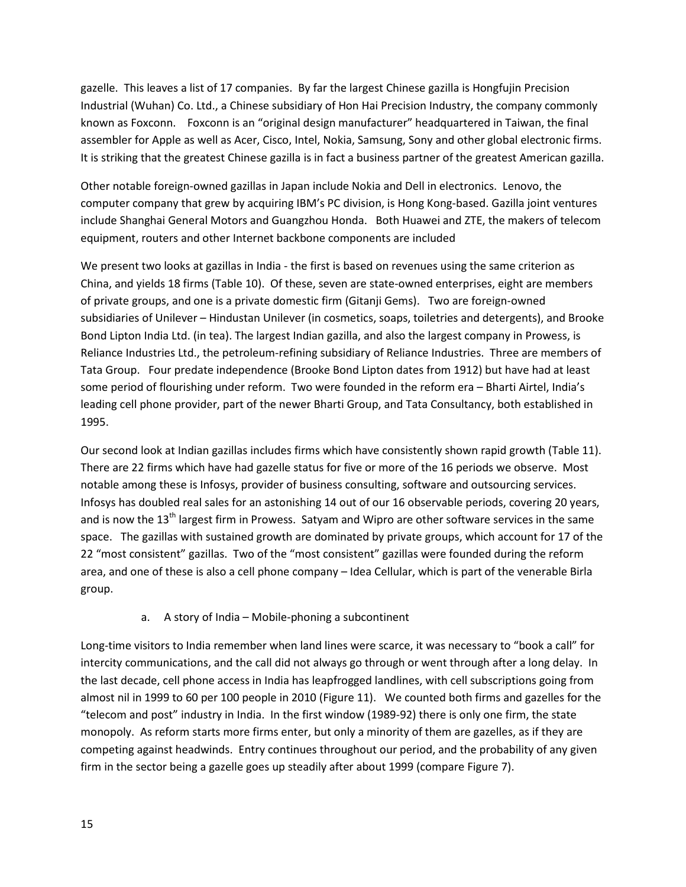gazelle. This leaves a list of 17 companies. By far the largest Chinese gazilla is Hongfujin Precision Industrial (Wuhan) Co. Ltd., a Chinese subsidiary of Hon Hai Precision Industry, the company commonly known as Foxconn. Foxconn is an "original design manufacturer" headquartered in Taiwan, the final assembler for Apple as well as Acer, Cisco, Intel, Nokia, Samsung, Sony and other global electronic firms. It is striking that the greatest Chinese gazilla is in fact a business partner of the greatest American gazilla.

Other notable foreign-owned gazillas in Japan include Nokia and Dell in electronics. Lenovo, the computer company that grew by acquiring IBM's PC division, is Hong Kong-based. Gazilla joint ventures include Shanghai General Motors and Guangzhou Honda. Both Huawei and ZTE, the makers of telecom equipment, routers and other Internet backbone components are included

We present two looks at gazillas in India - the first is based on revenues using the same criterion as China, and yields 18 firms (Table 10). Of these, seven are state-owned enterprises, eight are members of private groups, and one is a private domestic firm (Gitanji Gems). Two are foreign-owned subsidiaries of Unilever – Hindustan Unilever (in cosmetics, soaps, toiletries and detergents), and Brooke Bond Lipton India Ltd. (in tea). The largest Indian gazilla, and also the largest company in Prowess, is Reliance Industries Ltd., the petroleum-refining subsidiary of Reliance Industries. Three are members of Tata Group. Four predate independence (Brooke Bond Lipton dates from 1912) but have had at least some period of flourishing under reform. Two were founded in the reform era – Bharti Airtel, India's leading cell phone provider, part of the newer Bharti Group, and Tata Consultancy, both established in 1995.

Our second look at Indian gazillas includes firms which have consistently shown rapid growth (Table 11). There are 22 firms which have had gazelle status for five or more of the 16 periods we observe. Most notable among these is Infosys, provider of business consulting, software and outsourcing services. Infosys has doubled real sales for an astonishing 14 out of our 16 observable periods, covering 20 years, and is now the 13th largest firm in Prowess. Satyam and Wipro are other software services in the same space. The gazillas with sustained growth are dominated by private groups, which account for 17 of the 22 "most consistent" gazillas. Two of the "most consistent" gazillas were founded during the reform area, and one of these is also a cell phone company – Idea Cellular, which is part of the venerable Birla group.

### a. A story of India – Mobile-phoning a subcontinent

Long-time visitors to India remember when land lines were scarce, it was necessary to "book a call" for intercity communications, and the call did not always go through or went through after a long delay. In the last decade, cell phone access in India has leapfrogged landlines, with cell subscriptions going from almost nil in 1999 to 60 per 100 people in 2010 (Figure 11). We counted both firms and gazelles for the "telecom and post" industry in India. In the first window (1989-92) there is only one firm, the state monopoly. As reform starts more firms enter, but only a minority of them are gazelles, as if they are competing against headwinds. Entry continues throughout our period, and the probability of any given firm in the sector being a gazelle goes up steadily after about 1999 (compare Figure 7).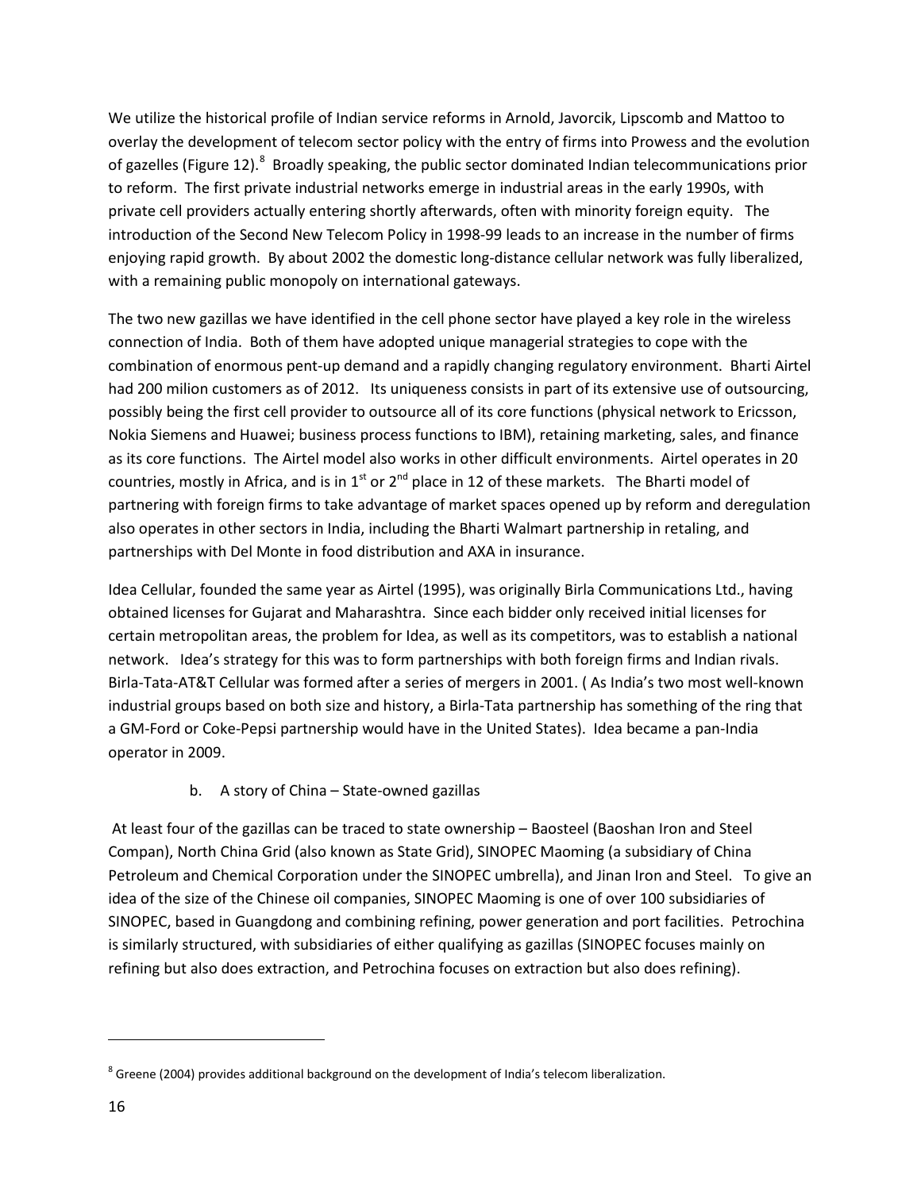We utilize the historical profile of Indian service reforms in Arnold, Javorcik, Lipscomb and Mattoo to overlay the development of telecom sector policy with the entry of firms into Prowess and the evolution of gazelles (Figure 12).[8] Broadly speaking, the public sector dominated Indian telecommunications prior to reform. The first private industrial networks emerge in industrial areas in the early 1990s, with private cell providers actually entering shortly afterwards, often with minority foreign equity. The introduction of the Second New Telecom Policy in 1998-99 leads to an increase in the number of firms enjoying rapid growth. By about 2002 the domestic long-distance cellular network was fully liberalized, with a remaining public monopoly on international gateways.

The two new gazillas we have identified in the cell phone sector have played a key role in the wireless connection of India. Both of them have adopted unique managerial strategies to cope with the combination of enormous pent-up demand and a rapidly changing regulatory environment. Bharti Airtel had 200 milion customers as of 2012. Its uniqueness consists in part of its extensive use of outsourcing, possibly being the first cell provider to outsource all of its core functions (physical network to Ericsson, Nokia Siemens and Huawei; business process functions to IBM), retaining marketing, sales, and finance as its core functions. The Airtel model also works in other difficult environments. Airtel operates in 20 countries, mostly in Africa, and is in 1st or 2nd place in 12 of these markets. The Bharti model of partnering with foreign firms to take advantage of market spaces opened up by reform and deregulation also operates in other sectors in India, including the Bharti Walmart partnership in retaling, and partnerships with Del Monte in food distribution and AXA in insurance.

Idea Cellular, founded the same year as Airtel (1995), was originally Birla Communications Ltd., having obtained licenses for Gujarat and Maharashtra. Since each bidder only received initial licenses for certain metropolitan areas, the problem for Idea, as well as its competitors, was to establish a national network. Idea's strategy for this was to form partnerships with both foreign firms and Indian rivals. Birla-Tata-AT&T Cellular was formed after a series of mergers in 2001. ( As India's two most well-known industrial groups based on both size and history, a Birla-Tata partnership has something of the ring that a GM-Ford or Coke-Pepsi partnership would have in the United States). Idea became a pan-India operator in 2009.

### b. A story of China – State-owned gazillas

At least four of the gazillas can be traced to state ownership – Baosteel (Baoshan Iron and Steel Compan), North China Grid (also known as State Grid), SINOPEC Maoming (a subsidiary of China Petroleum and Chemical Corporation under the SINOPEC umbrella), and Jinan Iron and Steel. To give an idea of the size of the Chinese oil companies, SINOPEC Maoming is one of over 100 subsidiaries of SINOPEC, based in Guangdong and combining refining, power generation and port facilities. Petrochina is similarly structured, with subsidiaries of either qualifying as gazillas (SINOPEC focuses mainly on refining but also does extraction, and Petrochina focuses on extraction but also does refining).

---

[8] Greene (2004) provides additional background on the development of India's telecom liberalization.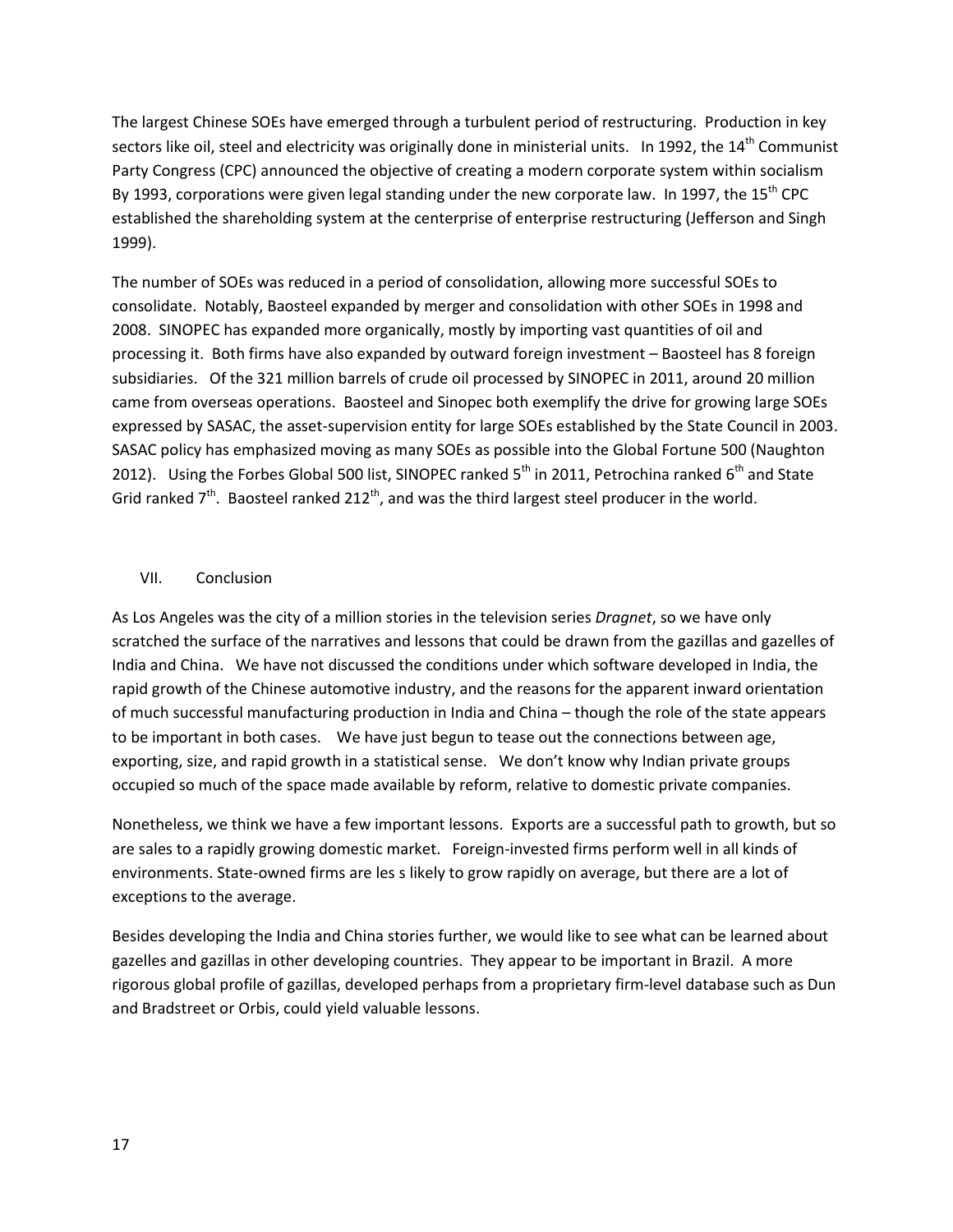The largest Chinese SOEs have emerged through a turbulent period of restructuring. Production in key sectors like oil, steel and electricity was originally done in ministerial units. In 1992, the 14th Communist Party Congress (CPC) announced the objective of creating a modern corporate system within socialism By 1993, corporations were given legal standing under the new corporate law. In 1997, the 15th CPC established the shareholding system at the centerprise of enterprise restructuring (Jefferson and Singh 1999).

The number of SOEs was reduced in a period of consolidation, allowing more successful SOEs to consolidate. Notably, Baosteel expanded by merger and consolidation with other SOEs in 1998 and 2008. SINOPEC has expanded more organically, mostly by importing vast quantities of oil and processing it. Both firms have also expanded by outward foreign investment – Baosteel has 8 foreign subsidiaries. Of the 321 million barrels of crude oil processed by SINOPEC in 2011, around 20 million came from overseas operations. Baosteel and Sinopec both exemplify the drive for growing large SOEs expressed by SASAC, the asset-supervision entity for large SOEs established by the State Council in 2003. SASAC policy has emphasized moving as many SOEs as possible into the Global Fortune 500 (Naughton 2012). Using the Forbes Global 500 list, SINOPEC ranked 5th in 2011, Petrochina ranked 6th and State Grid ranked 7th. Baosteel ranked 212th, and was the third largest steel producer in the world.

## VII. Conclusion

As Los Angeles was the city of a million stories in the television series *Dragnet*, so we have only scratched the surface of the narratives and lessons that could be drawn from the gazillas and gazelles of India and China. We have not discussed the conditions under which software developed in India, the rapid growth of the Chinese automotive industry, and the reasons for the apparent inward orientation of much successful manufacturing production in India and China – though the role of the state appears to be important in both cases. We have just begun to tease out the connections between age, exporting, size, and rapid growth in a statistical sense. We don't know why Indian private groups occupied so much of the space made available by reform, relative to domestic private companies.

Nonetheless, we think we have a few important lessons. Exports are a successful path to growth, but so are sales to a rapidly growing domestic market. Foreign-invested firms perform well in all kinds of environments. State-owned firms are les s likely to grow rapidly on average, but there are a lot of exceptions to the average.

Besides developing the India and China stories further, we would like to see what can be learned about gazelles and gazillas in other developing countries. They appear to be important in Brazil. A more rigorous global profile of gazillas, developed perhaps from a proprietary firm-level database such as Dun and Bradstreet or Orbis, could yield valuable lessons.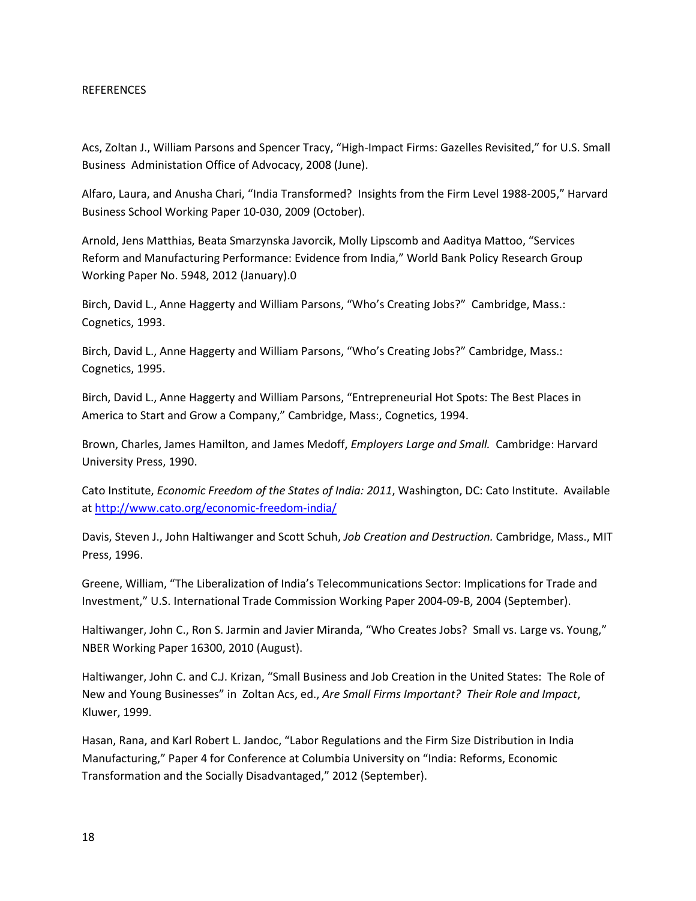REFERENCES

Acs, Zoltan J., William Parsons and Spencer Tracy, "High-Impact Firms: Gazelles Revisited," for U.S. Small Business Administation Office of Advocacy, 2008 (June).

Alfaro, Laura, and Anusha Chari, "India Transformed? Insights from the Firm Level 1988-2005," Harvard Business School Working Paper 10-030, 2009 (October).

Arnold, Jens Matthias, Beata Smarzynska Javorcik, Molly Lipscomb and Aaditya Mattoo, "Services Reform and Manufacturing Performance: Evidence from India," World Bank Policy Research Group Working Paper No. 5948, 2012 (January).0

Birch, David L., Anne Haggerty and William Parsons, "Who's Creating Jobs?" Cambridge, Mass.: Cognetics, 1993.

Birch, David L., Anne Haggerty and William Parsons, "Who's Creating Jobs?" Cambridge, Mass.: Cognetics, 1995.

Birch, David L., Anne Haggerty and William Parsons, "Entrepreneurial Hot Spots: The Best Places in America to Start and Grow a Company," Cambridge, Mass:, Cognetics, 1994.

Brown, Charles, James Hamilton, and James Medoff, *Employers Large and Small.* Cambridge: Harvard University Press, 1990.

Cato Institute, *Economic Freedom of the States of India: 2011*, Washington, DC: Cato Institute. Available at http://www.cato.org/economic-freedom-india/

Davis, Steven J., John Haltiwanger and Scott Schuh, *Job Creation and Destruction.* Cambridge, Mass., MIT Press, 1996.

Greene, William, "The Liberalization of India's Telecommunications Sector: Implications for Trade and Investment," U.S. International Trade Commission Working Paper 2004-09-B, 2004 (September).

Haltiwanger, John C., Ron S. Jarmin and Javier Miranda, "Who Creates Jobs? Small vs. Large vs. Young," NBER Working Paper 16300, 2010 (August).

Haltiwanger, John C. and C.J. Krizan, "Small Business and Job Creation in the United States: The Role of New and Young Businesses" in Zoltan Acs, ed., *Are Small Firms Important? Their Role and Impact*, Kluwer, 1999.

Hasan, Rana, and Karl Robert L. Jandoc, "Labor Regulations and the Firm Size Distribution in India Manufacturing," Paper 4 for Conference at Columbia University on "India: Reforms, Economic Transformation and the Socially Disadvantaged," 2012 (September).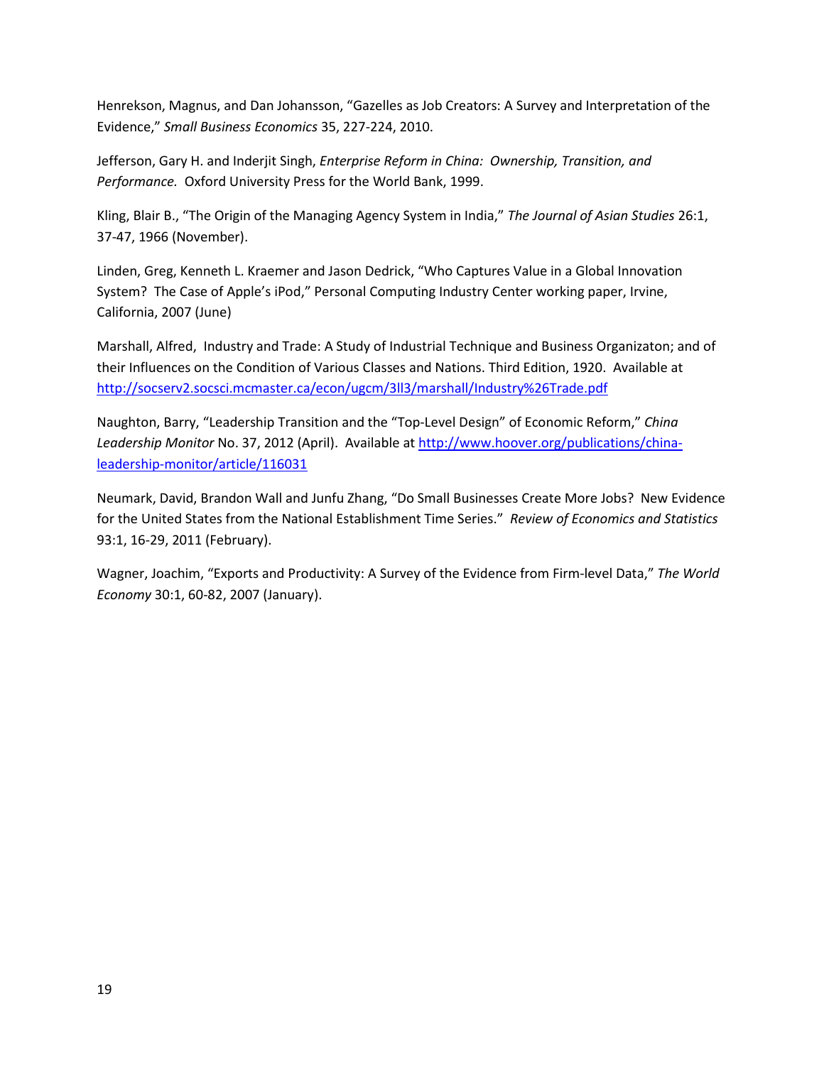Henrekson, Magnus, and Dan Johansson, "Gazelles as Job Creators: A Survey and Interpretation of the Evidence," *Small Business Economics* 35, 227-224, 2010.

Jefferson, Gary H. and Inderjit Singh, *Enterprise Reform in China: Ownership, Transition, and Performance.* Oxford University Press for the World Bank, 1999.

Kling, Blair B., "The Origin of the Managing Agency System in India," *The Journal of Asian Studies* 26:1, 37-47, 1966 (November).

Linden, Greg, Kenneth L. Kraemer and Jason Dedrick, "Who Captures Value in a Global Innovation System? The Case of Apple's iPod," Personal Computing Industry Center working paper, Irvine, California, 2007 (June)

Marshall, Alfred, Industry and Trade: A Study of Industrial Technique and Business Organizaton; and of their Influences on the Condition of Various Classes and Nations. Third Edition, 1920. Available at http://socserv2.socsci.mcmaster.ca/econ/ugcm/3ll3/marshall/Industry%26Trade.pdf

Naughton, Barry, "Leadership Transition and the "Top-Level Design" of Economic Reform," *China Leadership Monitor* No. 37, 2012 (April). Available at http://www.hoover.org/publications/china-leadership-monitor/article/116031

Neumark, David, Brandon Wall and Junfu Zhang, "Do Small Businesses Create More Jobs? New Evidence for the United States from the National Establishment Time Series." *Review of Economics and Statistics* 93:1, 16-29, 2011 (February).

Wagner, Joachim, "Exports and Productivity: A Survey of the Evidence from Firm-level Data," *The World Economy* 30:1, 60-82, 2007 (January).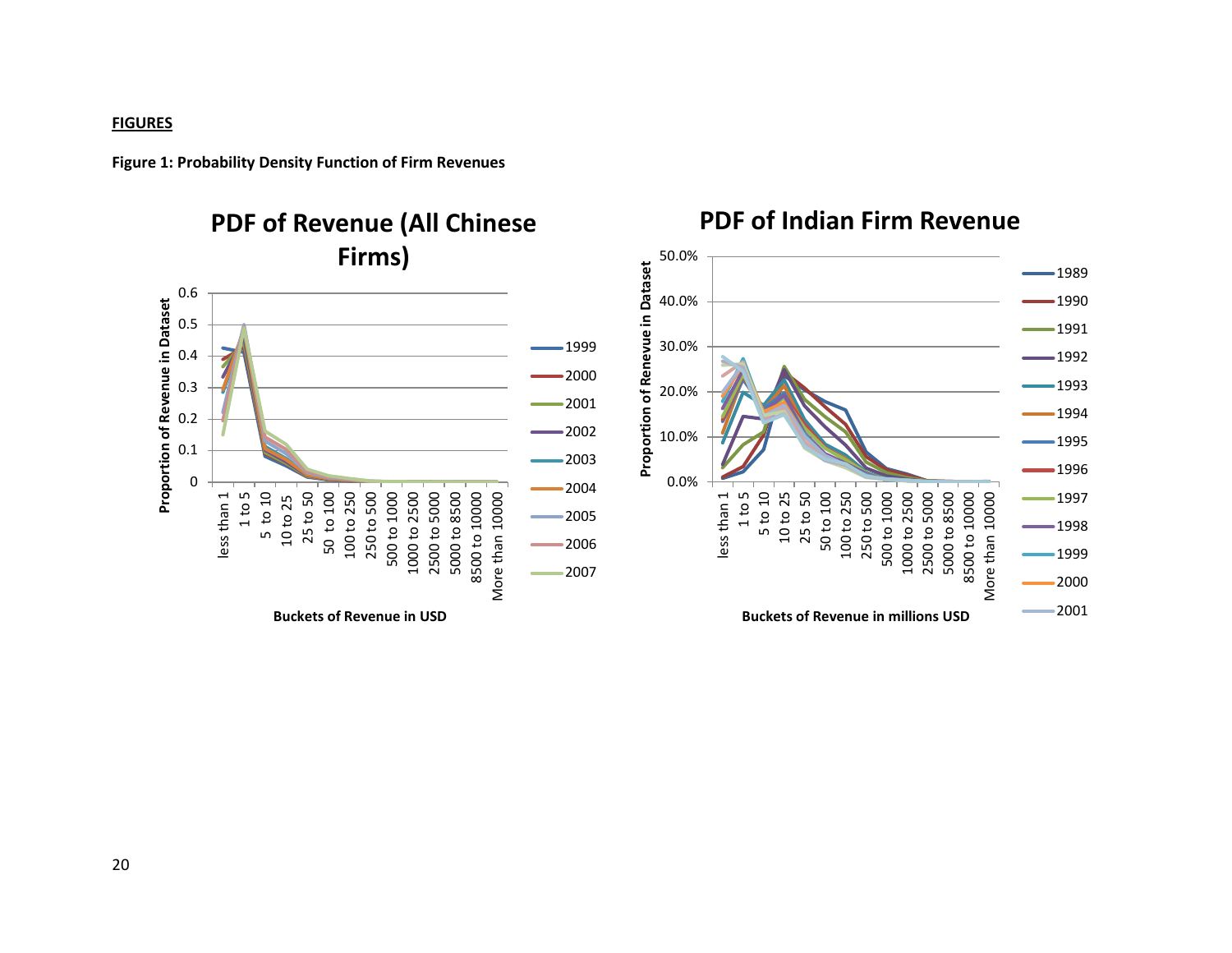**FIGURES**

**Figure 1: Probability Density Function of Firm Revenues**

PDF of Revenue (All Chinese Firms)

Proportion of Revenue in Dataset

0.6
0.5
0.4
0.3
0.2
0.1
0

less than 1
1 to 5
5 to 10
10 to 25
25 to 50
50 to 100
100 to 250
250 to 500
500 to 1000
1000 to 2500
2500 to 5000
5000 to 8500
8500 to 10000
More than 10000

Buckets of Revenue in USD

1999
2000
2001
2002
2003
2004
2005
2006
2007

PDF of Indian Firm Revenue

Proportion of Renevue in Dataset

50.0%
40.0%
30.0%
20.0%
10.0%
0.0%

less than 1
1 to 5
5 to 10
10 to 25
25 to 50
50 to 100
100 to 250
250 to 500
500 to 1000
1000 to 2500
2500 to 5000
5000 to 8500
8500 to 10000
More than 10000

Buckets of Revenue in millions USD

1989
1990
1991
1992
1993
1994
1995
1996
1997
1998
1999
2000
2001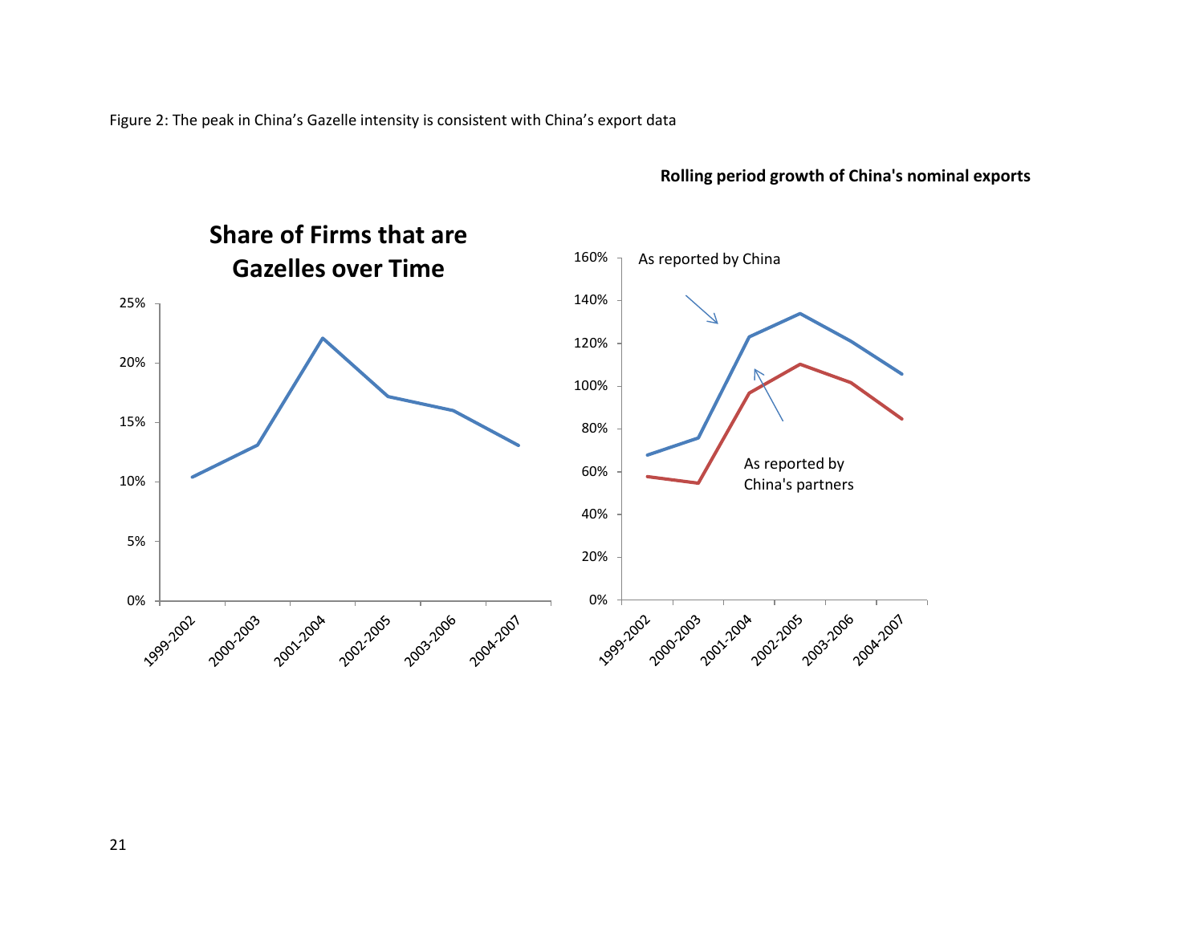Figure 2: The peak in China's Gazelle intensity is consistent with China's export data

**Share of Firms that are Gazelles over Time**

25%
20%
15%
10%
5%
0%

1999-2002
2000-2003
2001-2004
2002-2005
2003-2006
2004-2007

**Rolling period growth of China's nominal exports**

160%
140%
120%
100%
80%
60%
40%
20%
0%

As reported by China

As reported by China's partners

1999-2002
2000-2003
2001-2004
2002-2005
2003-2006
2004-2007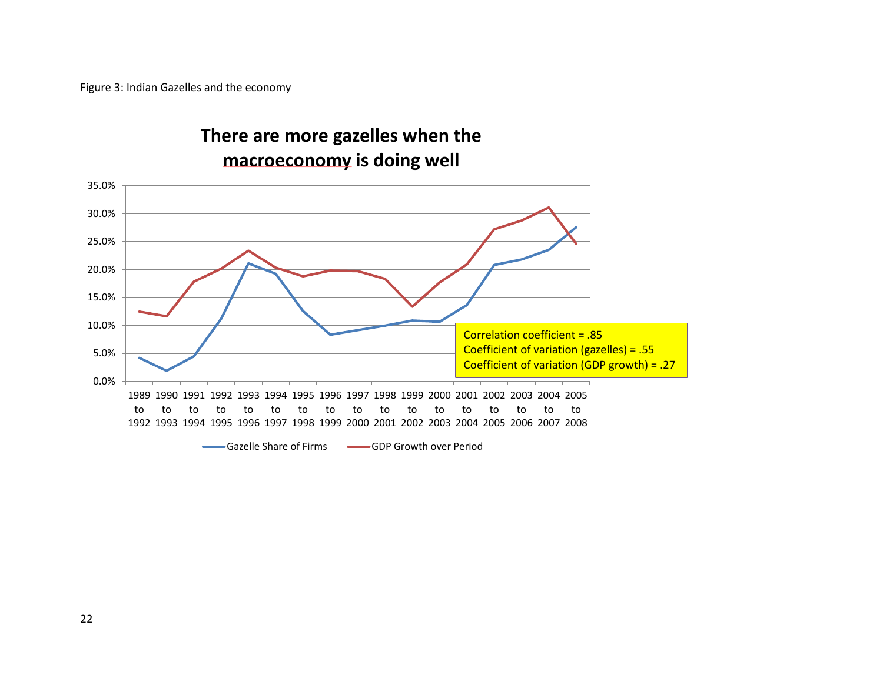Figure 3: Indian Gazelles and the economy

**There are more gazelles when the macroeconomy is doing well**

35.0%
30.0%
25.0%
20.0%
15.0%
10.0%
5.0%
0.0%

1989 to 1992
1990 to 1993
1991 to 1994
1992 to 1995
1993 to 1996
1994 to 1997
1995 to 1998
1996 to 1999
1997 to 2000
1998 to 2001
1999 to 2002
2000 to 2003
2001 to 2004
2002 to 2005
2003 to 2006
2004 to 2007
2005 to 2008

Correlation coefficient = .85
Coefficient of variation (gazelles) = .55
Coefficient of variation (GDP growth) = .27

Gazelle Share of Firms
GDP Growth over Period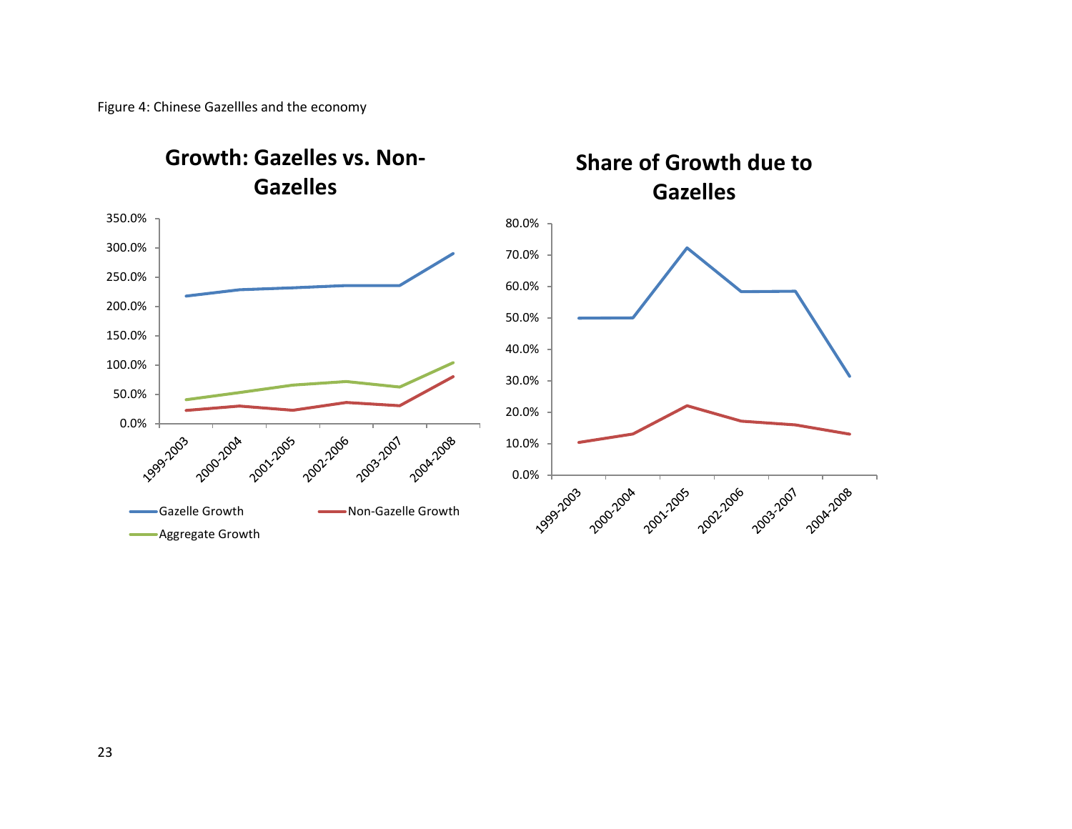Figure 4: Chinese Gazellles and the economy

Growth: Gazelles vs. Non-Gazelles

350.0%
300.0%
250.0%
200.0%
150.0%
100.0%
50.0%
0.0%

1999-2003
2000-2004
2001-2005
2002-2006
2003-2007
2004-2008

Gazelle Growth
Non-Gazelle Growth
Aggregate Growth

Share of Growth due to Gazelles

80.0%
70.0%
60.0%
50.0%
40.0%
30.0%
20.0%
10.0%
0.0%

1999-2003
2000-2004
2001-2005
2002-2006
2003-2007
2004-2008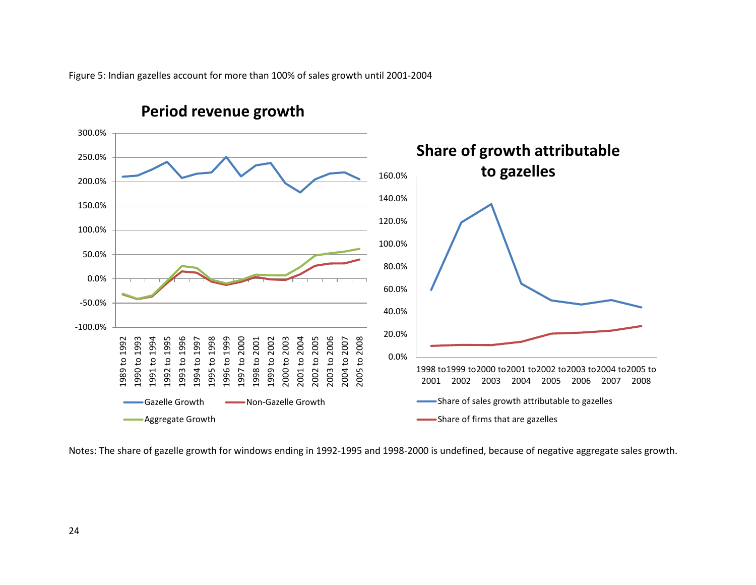Figure 5: Indian gazelles account for more than 100% of sales growth until 2001-2004

**Period revenue growth**

300.0%
250.0%
200.0%
150.0%
100.0%
50.0%
0.0%
-50.0%
-100.0%

1989 to 1992
1990 to 1993
1991 to 1994
1992 to 1995
1993 to 1996
1994 to 1997
1995 to 1998
1996 to 1999
1997 to 2000
1998 to 2001
1999 to 2002
2000 to 2003
2001 to 2004
2002 to 2005
2003 to 2006
2004 to 2007
2005 to 2008

Gazelle Growth
Non-Gazelle Growth
Aggregate Growth

**Share of growth attributable to gazelles**

160.0%
140.0%
120.0%
100.0%
80.0%
60.0%
40.0%
20.0%
0.0%

1998 to 2001
1999 to 2002
2000 to 2003
2001 to 2004
2002 to 2005
2003 to 2006
2004 to 2007
2005 to 2008

Share of sales growth attributable to gazelles
Share of firms that are gazelles

Notes: The share of gazelle growth for windows ending in 1992-1995 and 1998-2000 is undefined, because of negative aggregate sales growth.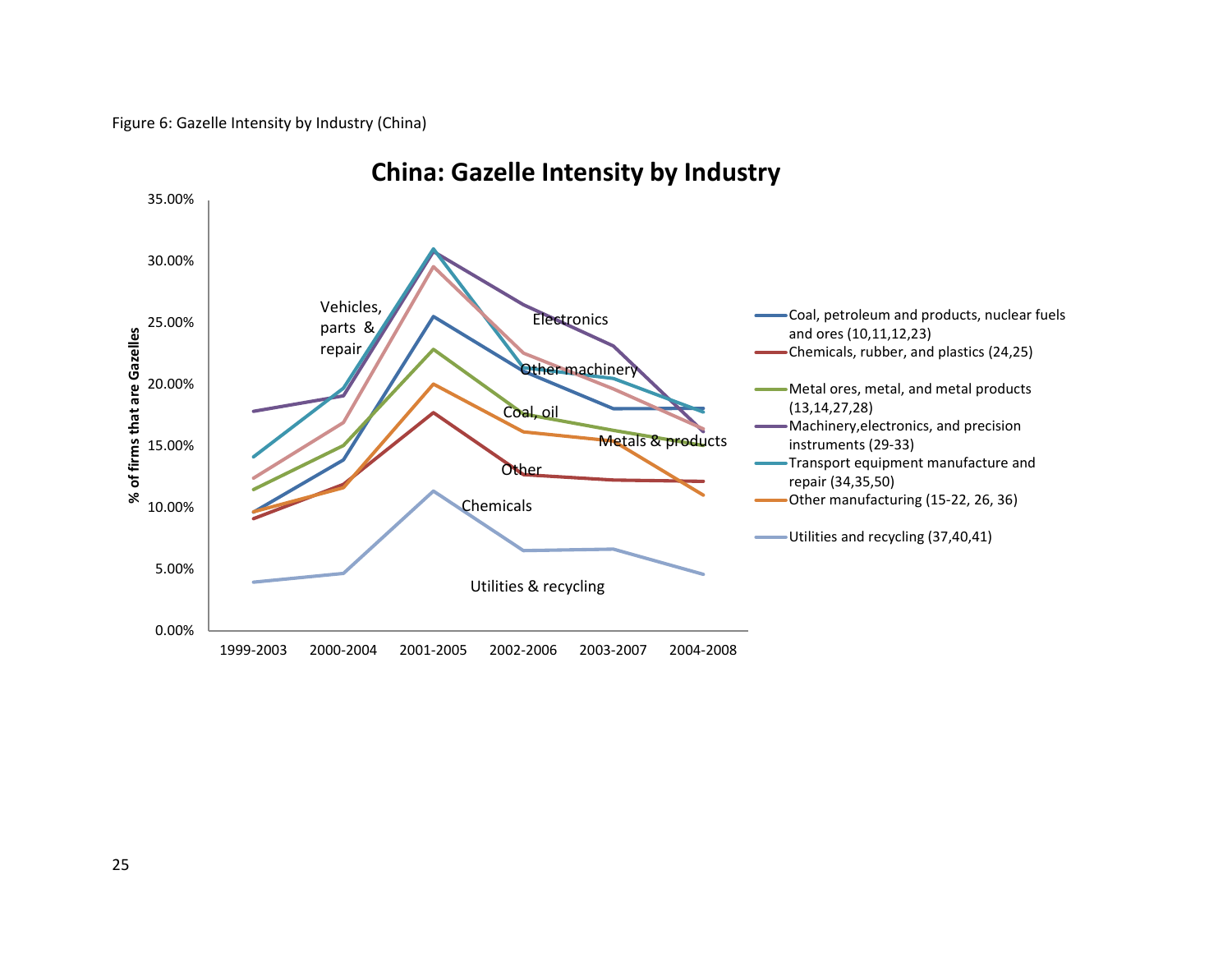Figure 6: Gazelle Intensity by Industry (China)

China: Gazelle Intensity by Industry

% of firms that are Gazelles

35.00%
30.00%
25.00%
20.00%
15.00%
10.00%
5.00%
0.00%

1999-2003
2000-2004
2001-2005
2002-2006
2003-2007
2004-2008

Vehicles, parts & repair

Electronics

Other machinery

Coal, oil

Metals & products

Other

Chemicals

Utilities & recycling

Coal, petroleum and products, nuclear fuels and ores (10,11,12,23)

Chemicals, rubber, and plastics (24,25)

Metal ores, metal, and metal products (13,14,27,28)

Machinery,electronics, and precision instruments (29-33)

Transport equipment manufacture and repair (34,35,50)

Other manufacturing (15-22, 26, 36)

Utilities and recycling (37,40,41)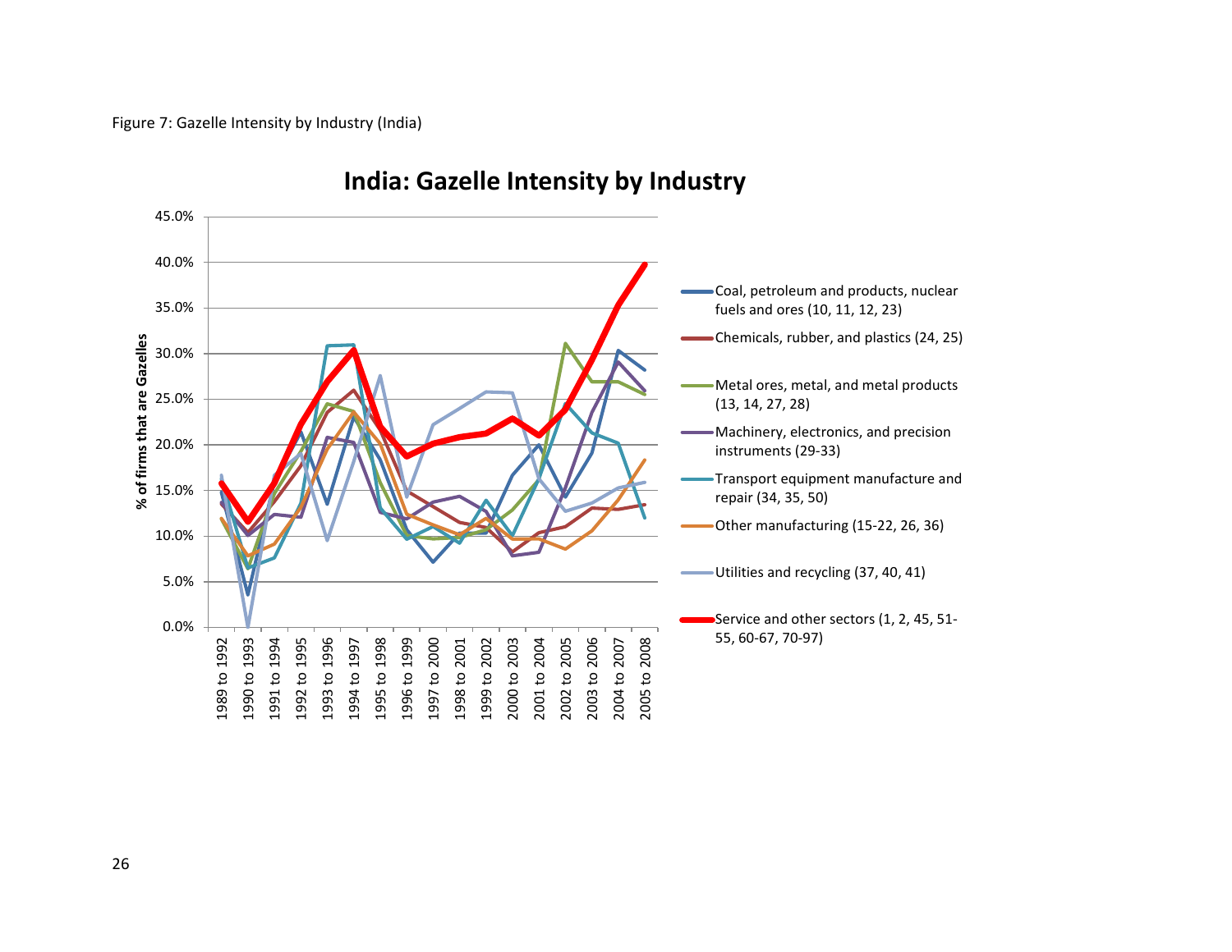Figure 7: Gazelle Intensity by Industry (India)

India: Gazelle Intensity by Industry

% of firms that are Gazelles

45.0%
40.0%
35.0%
30.0%
25.0%
20.0%
15.0%
10.0%
5.0%
0.0%

1989 to 1992
1990 to 1993
1991 to 1994
1992 to 1995
1993 to 1996
1994 to 1997
1995 to 1998
1996 to 1999
1997 to 2000
1998 to 2001
1999 to 2002
2000 to 2003
2001 to 2004
2002 to 2005
2003 to 2006
2004 to 2007
2005 to 2008

Coal, petroleum and products, nuclear fuels and ores (10, 11, 12, 23)

Chemicals, rubber, and plastics (24, 25)

Metal ores, metal, and metal products (13, 14, 27, 28)

Machinery, electronics, and precision instruments (29-33)

Transport equipment manufacture and repair (34, 35, 50)

Other manufacturing (15-22, 26, 36)

Utilities and recycling (37, 40, 41)

Service and other sectors (1, 2, 45, 51-55, 60-67, 70-97)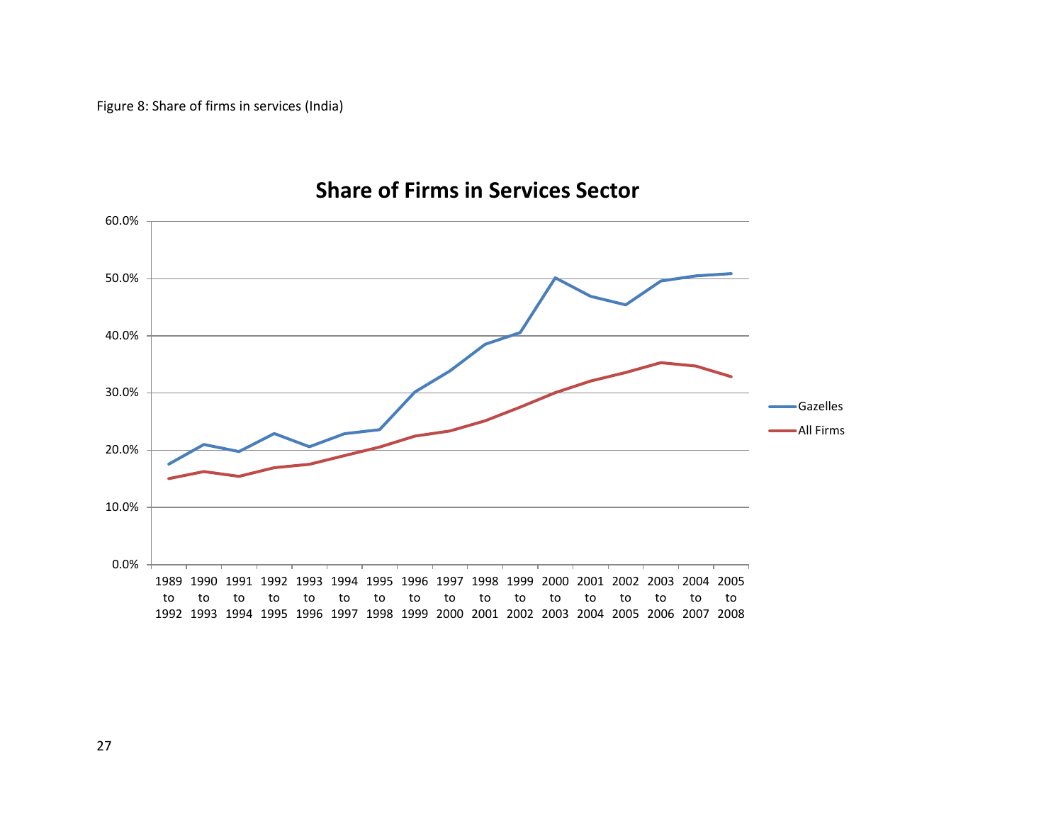Figure 8: Share of firms in services (India)

**Share of Firms in Services Sector**

60.0%
50.0%
40.0%
30.0%
20.0%
10.0%
0.0%

1989 to 1992
1990 to 1993
1991 to 1994
1992 to 1995
1993 to 1996
1994 to 1997
1995 to 1998
1996 to 1999
1997 to 2000
1998 to 2001
1999 to 2002
2000 to 2003
2001 to 2004
2002 to 2005
2003 to 2006
2004 to 2007
2005 to 2008

Gazelles
All Firms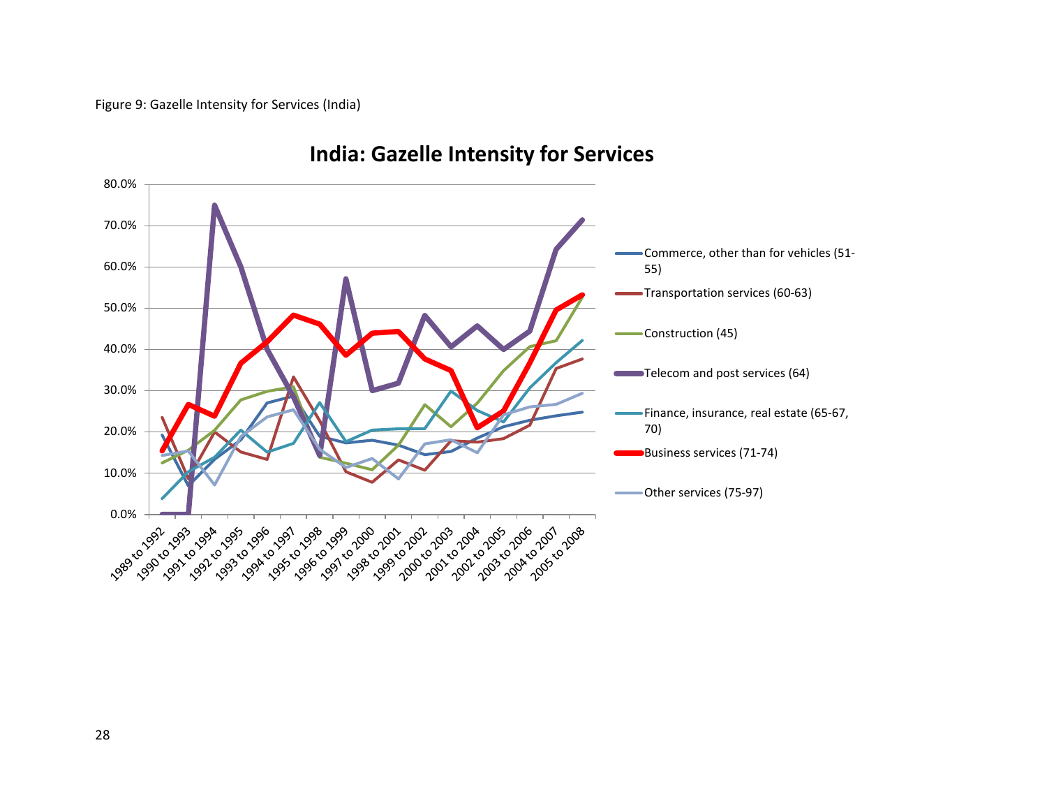Figure 9: Gazelle Intensity for Services (India)

India: Gazelle Intensity for Services

80.0%
70.0%
60.0%
50.0%
40.0%
30.0%
20.0%
10.0%
0.0%

1989 to 1992
1990 to 1993
1991 to 1994
1992 to 1995
1993 to 1996
1994 to 1997
1995 to 1998
1996 to 1999
1997 to 2000
1998 to 2001
1999 to 2002
2000 to 2003
2001 to 2004
2002 to 2005
2003 to 2006
2004 to 2007
2005 to 2008

Commerce, other than for vehicles (51-55)
Transportation services (60-63)
Construction (45)
Telecom and post services (64)
Finance, insurance, real estate (65-67, 70)
Business services (71-74)
Other services (75-97)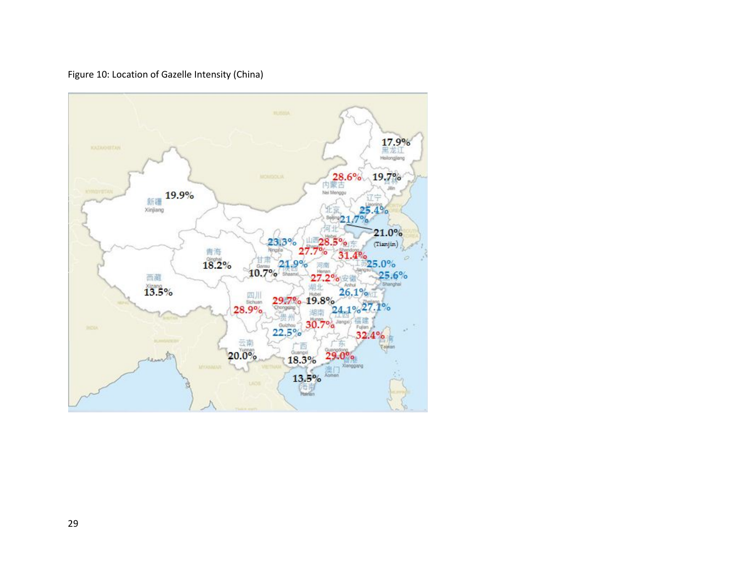Figure 10: Location of Gazelle Intensity (China)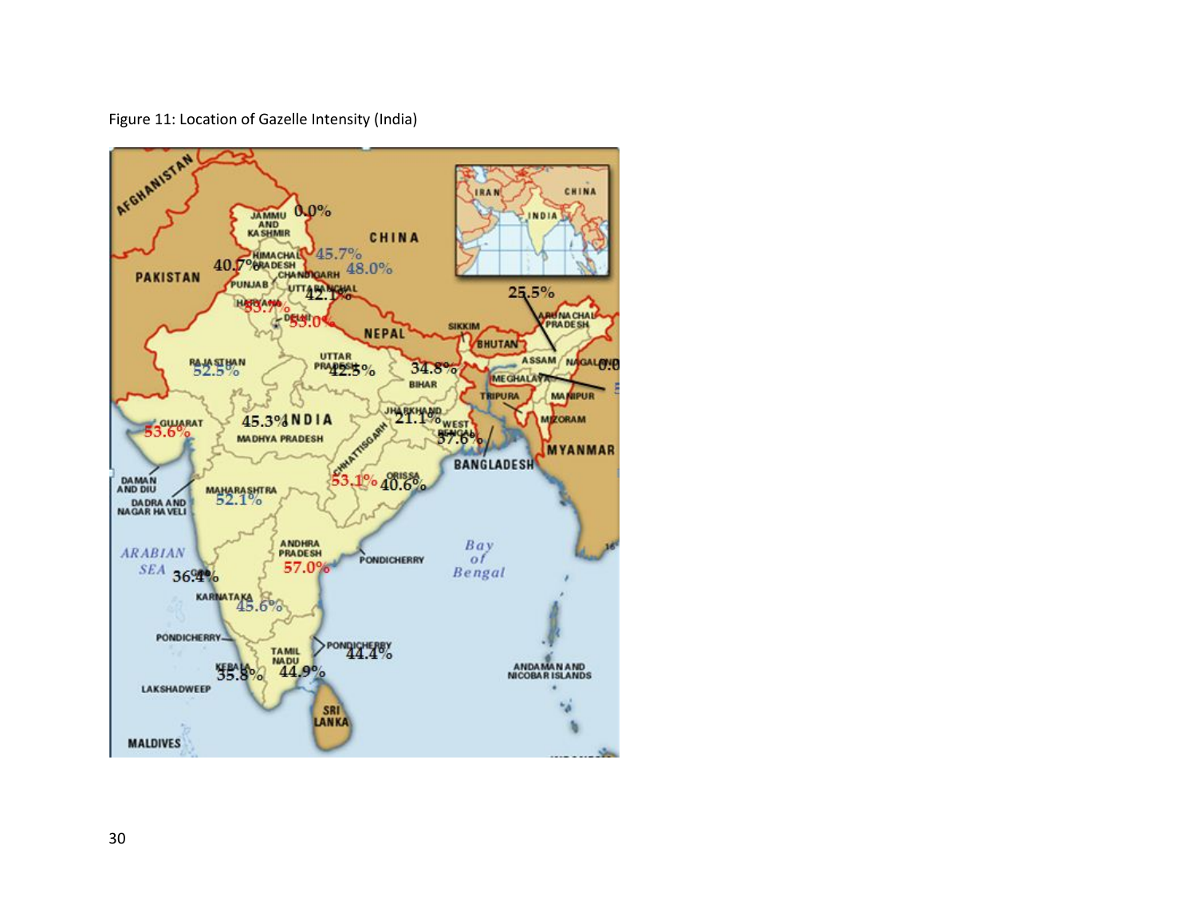Figure 11: Location of Gazelle Intensity (India)

AFGHANISTAN

PAKISTAN

CHINA

NEPAL

BHUTAN

BANGLADESH

MYANMAR

SRI LANKA

MALDIVES

IRAN

INDIA

ARABIAN SEA

Bay of Bengal

JAMMU AND KASHMIR 0.0%

HIMACHAL PRADESH 45.7%

PUNJAB 40.7%

CHANDIGARH 48.0%

UTTARANCHAL 42.1%

HARYANA 53.7%

DELHI 55.0%

RAJASTHAN 52.5%

UTTAR PRADESH 42.5%

BIHAR 34.8%

SIKKIM

ASSAM

ARUNACHAL PRADESH

25.5%

NAGALAND 0.0

MEGHALAYA

MANIPUR

TRIPURA

MIZORAM

JHARKHAND 21.1%

WEST BENGAL 57.6%

GUJARAT 53.6%

MADHYA PRADESH 45.3%

CHHATTISGARH 53.1%

ORISSA 40.6%

DAMAN AND DIU

DADRA AND NAGAR HAVELI

MAHARASHTRA 52.1%

ANDHRA PRADESH 57.0%

GOA 36.4%

KARNATAKA 45.6%

PONDICHERRY

PONDICHERRY 44.4%

TAMIL NADU 44.9%

KERALA 35.8%

LAKSHADWEEP

ANDAMAN AND NICOBAR ISLANDS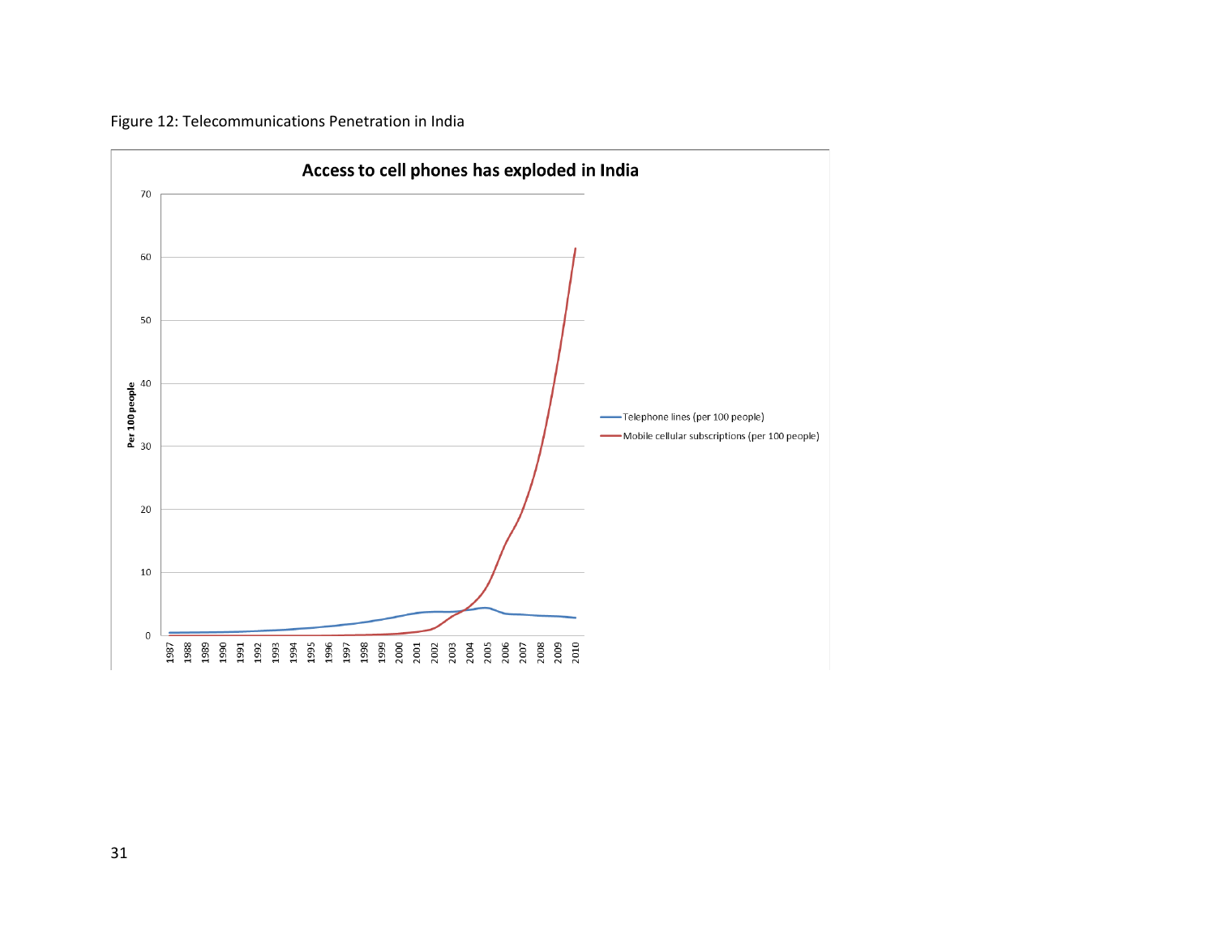Figure 12: Telecommunications Penetration in India

Access to cell phones has exploded in India

Per 100 people

70
60
50
40
30
20
10
0

1987 1988 1989 1990 1991 1992 1993 1994 1995 1996 1997 1998 1999 2000 2001 2002 2003 2004 2005 2006 2007 2008 2009 2010

Telephone lines (per 100 people)

Mobile cellular subscriptions (per 100 people)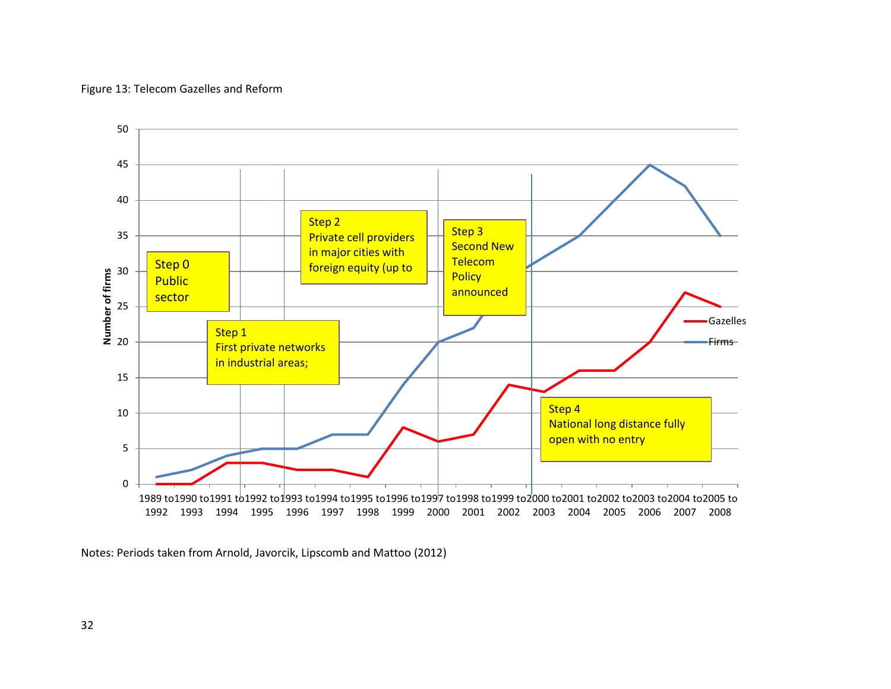Figure 13: Telecom Gazelles and Reform

Number of firms

50
45
40
35
30
25
20
15
10
5
0

1989 to 1992
1990 to 1993
1991 to 1994
1992 to 1995
1993 to 1996
1994 to 1997
1995 to 1998
1996 to 1999
1997 to 2000
1998 to 2001
1999 to 2002
2000 to 2003
2001 to 2004
2002 to 2005
2003 to 2006
2004 to 2007
2005 to 2008

Step 0
Public sector

Step 1
First private networks in industrial areas;

Step 2
Private cell providers in major cities with foreign equity (up to

Step 3
Second New Telecom Policy announced

Step 4
National long distance fully open with no entry

Gazelles
Firms

Notes: Periods taken from Arnold, Javorcik, Lipscomb and Mattoo (2012)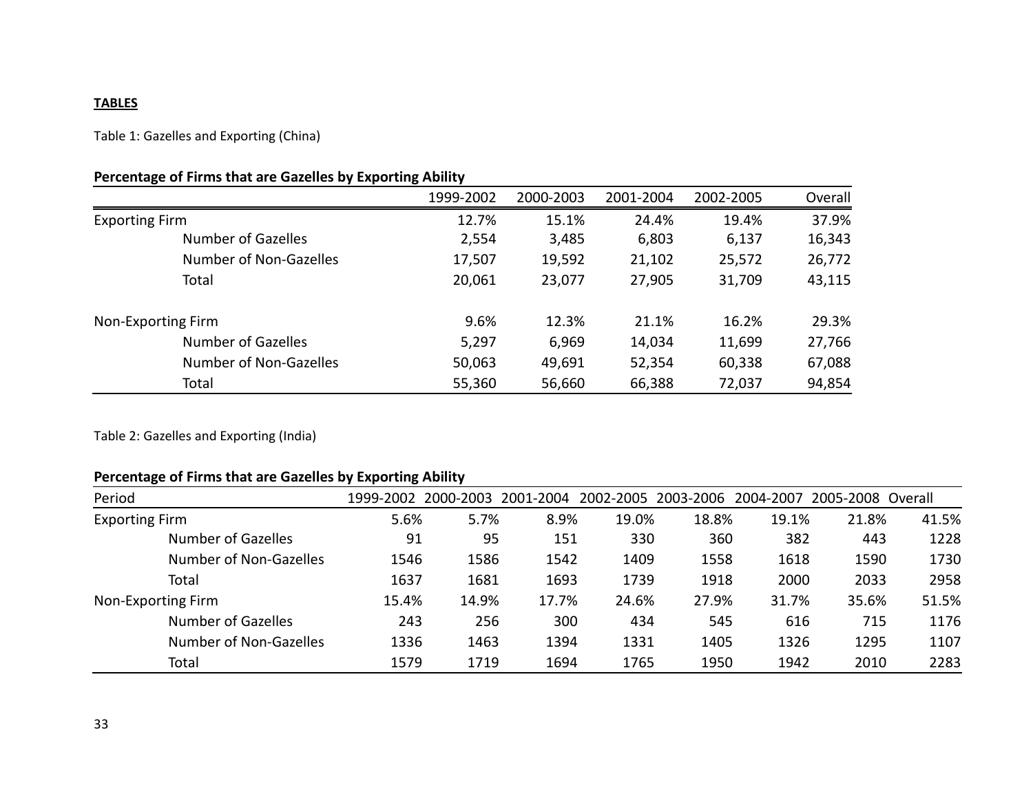**TABLES**

Table 1: Gazelles and Exporting (China)

**Percentage of Firms that are Gazelles by Exporting Ability**

| | 1999-2002 | 2000-2003 | 2001-2004 | 2002-2005 | Overall |
|---|---|---|---|---|---|
| Exporting Firm | 12.7% | 15.1% | 24.4% | 19.4% | 37.9% |
| Number of Gazelles | 2,554 | 3,485 | 6,803 | 6,137 | 16,343 |
| Number of Non-Gazelles | 17,507 | 19,592 | 21,102 | 25,572 | 26,772 |
| Total | 20,061 | 23,077 | 27,905 | 31,709 | 43,115 |
| | | | | | |
| Non-Exporting Firm | 9.6% | 12.3% | 21.1% | 16.2% | 29.3% |
| Number of Gazelles | 5,297 | 6,969 | 14,034 | 11,699 | 27,766 |
| Number of Non-Gazelles | 50,063 | 49,691 | 52,354 | 60,338 | 67,088 |
| Total | 55,360 | 56,660 | 66,388 | 72,037 | 94,854 |

Table 2: Gazelles and Exporting (India)

**Percentage of Firms that are Gazelles by Exporting Ability**

| Period | 1999-2002 | 2000-2003 | 2001-2004 | 2002-2005 | 2003-2006 | 2004-2007 | 2005-2008 | Overall |
|---|---|---|---|---|---|---|---|---|
| Exporting Firm | 5.6% | 5.7% | 8.9% | 19.0% | 18.8% | 19.1% | 21.8% | 41.5% |
| Number of Gazelles | 91 | 95 | 151 | 330 | 360 | 382 | 443 | 1228 |
| Number of Non-Gazelles | 1546 | 1586 | 1542 | 1409 | 1558 | 1618 | 1590 | 1730 |
| Total | 1637 | 1681 | 1693 | 1739 | 1918 | 2000 | 2033 | 2958 |
| Non-Exporting Firm | 15.4% | 14.9% | 17.7% | 24.6% | 27.9% | 31.7% | 35.6% | 51.5% |
| Number of Gazelles | 243 | 256 | 300 | 434 | 545 | 616 | 715 | 1176 |
| Number of Non-Gazelles | 1336 | 1463 | 1394 | 1331 | 1405 | 1326 | 1295 | 1107 |
| Total | 1579 | 1719 | 1694 | 1765 | 1950 | 1942 | 2010 | 2283 |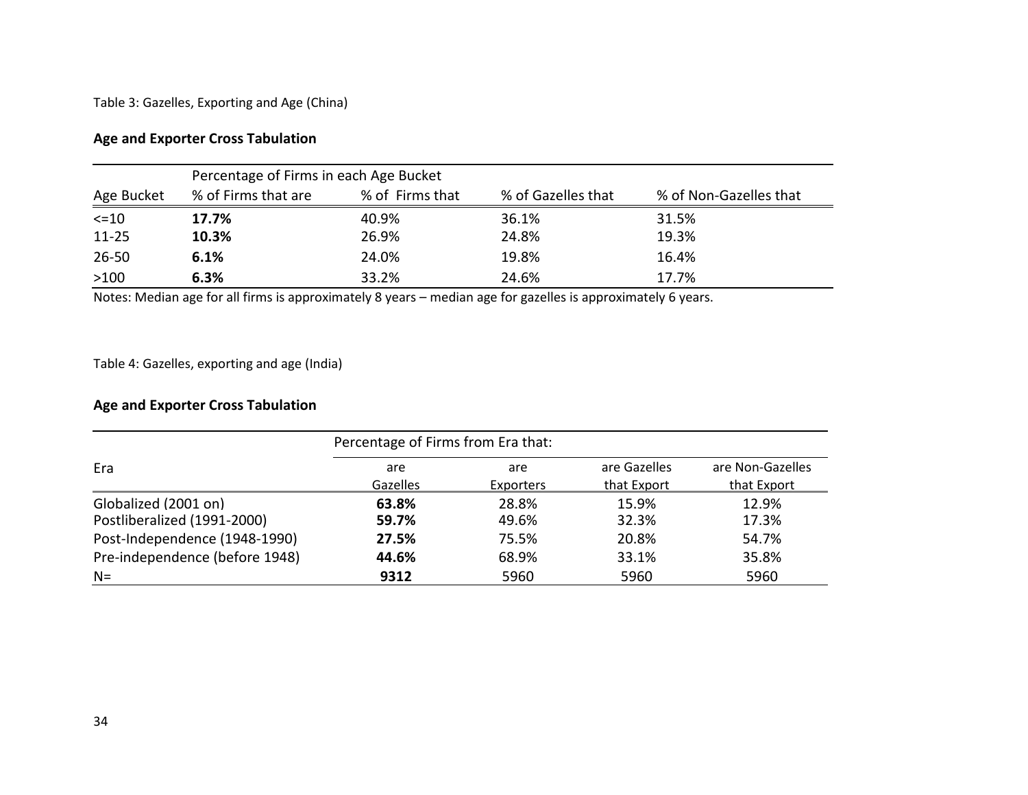Table 3: Gazelles, Exporting and Age (China)

**Age and Exporter Cross Tabulation**

| | Percentage of Firms in each Age Bucket | | | |
|---|---|---|---|---|
| Age Bucket | % of Firms that are | % of Firms that | % of Gazelles that | % of Non-Gazelles that |
| <=10 | **17.7%** | 40.9% | 36.1% | 31.5% |
| 11-25 | **10.3%** | 26.9% | 24.8% | 19.3% |
| 26-50 | **6.1%** | 24.0% | 19.8% | 16.4% |
| >100 | **6.3%** | 33.2% | 24.6% | 17.7% |

Notes: Median age for all firms is approximately 8 years – median age for gazelles is approximately 6 years.

Table 4: Gazelles, exporting and age (India)

**Age and Exporter Cross Tabulation**

| | Percentage of Firms from Era that: | | | |
|---|---|---|---|---|
| Era | are Gazelles | are Exporters | are Gazelles that Export | are Non-Gazelles that Export |
| Globalized (2001 on) | **63.8%** | 28.8% | 15.9% | 12.9% |
| Postliberalized (1991-2000) | **59.7%** | 49.6% | 32.3% | 17.3% |
| Post-Independence (1948-1990) | **27.5%** | 75.5% | 20.8% | 54.7% |
| Pre-independence (before 1948) | **44.6%** | 68.9% | 33.1% | 35.8% |
| N= | **9312** | 5960 | 5960 | 5960 |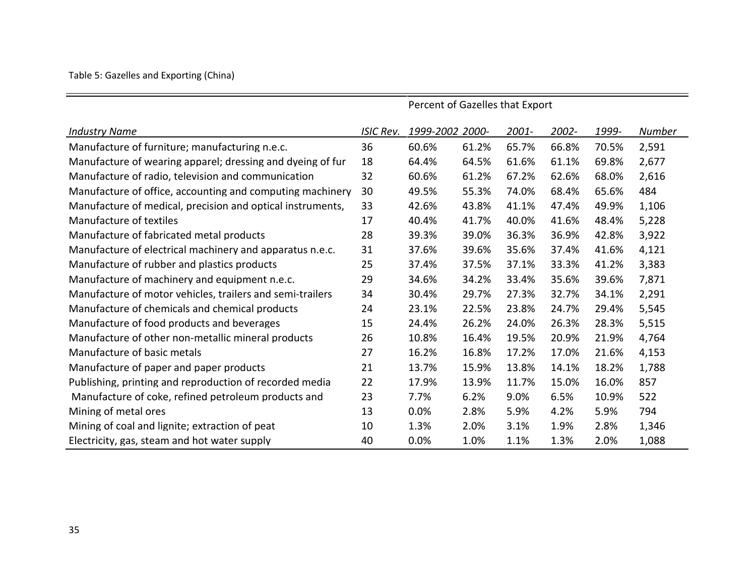Table 5: Gazelles and Exporting (China)

| | | Percent of Gazelles that Export | | | | | |
|---|---|---|---|---|---|---|---|
| *Industry Name* | *ISIC Rev.* | *1999-2002* | *2000-* | *2001-* | *2002-* | *1999-* | *Number* |
| Manufacture of furniture; manufacturing n.e.c. | 36 | 60.6% | 61.2% | 65.7% | 66.8% | 70.5% | 2,591 |
| Manufacture of wearing apparel; dressing and dyeing of fur | 18 | 64.4% | 64.5% | 61.6% | 61.1% | 69.8% | 2,677 |
| Manufacture of radio, television and communication | 32 | 60.6% | 61.2% | 67.2% | 62.6% | 68.0% | 2,616 |
| Manufacture of office, accounting and computing machinery | 30 | 49.5% | 55.3% | 74.0% | 68.4% | 65.6% | 484 |
| Manufacture of medical, precision and optical instruments, | 33 | 42.6% | 43.8% | 41.1% | 47.4% | 49.9% | 1,106 |
| Manufacture of textiles | 17 | 40.4% | 41.7% | 40.0% | 41.6% | 48.4% | 5,228 |
| Manufacture of fabricated metal products | 28 | 39.3% | 39.0% | 36.3% | 36.9% | 42.8% | 3,922 |
| Manufacture of electrical machinery and apparatus n.e.c. | 31 | 37.6% | 39.6% | 35.6% | 37.4% | 41.6% | 4,121 |
| Manufacture of rubber and plastics products | 25 | 37.4% | 37.5% | 37.1% | 33.3% | 41.2% | 3,383 |
| Manufacture of machinery and equipment n.e.c. | 29 | 34.6% | 34.2% | 33.4% | 35.6% | 39.6% | 7,871 |
| Manufacture of motor vehicles, trailers and semi-trailers | 34 | 30.4% | 29.7% | 27.3% | 32.7% | 34.1% | 2,291 |
| Manufacture of chemicals and chemical products | 24 | 23.1% | 22.5% | 23.8% | 24.7% | 29.4% | 5,545 |
| Manufacture of food products and beverages | 15 | 24.4% | 26.2% | 24.0% | 26.3% | 28.3% | 5,515 |
| Manufacture of other non-metallic mineral products | 26 | 10.8% | 16.4% | 19.5% | 20.9% | 21.9% | 4,764 |
| Manufacture of basic metals | 27 | 16.2% | 16.8% | 17.2% | 17.0% | 21.6% | 4,153 |
| Manufacture of paper and paper products | 21 | 13.7% | 15.9% | 13.8% | 14.1% | 18.2% | 1,788 |
| Publishing, printing and reproduction of recorded media | 22 | 17.9% | 13.9% | 11.7% | 15.0% | 16.0% | 857 |
| Manufacture of coke, refined petroleum products and | 23 | 7.7% | 6.2% | 9.0% | 6.5% | 10.9% | 522 |
| Mining of metal ores | 13 | 0.0% | 2.8% | 5.9% | 4.2% | 5.9% | 794 |
| Mining of coal and lignite; extraction of peat | 10 | 1.3% | 2.0% | 3.1% | 1.9% | 2.8% | 1,346 |
| Electricity, gas, steam and hot water supply | 40 | 0.0% | 1.0% | 1.1% | 1.3% | 2.0% | 1,088 |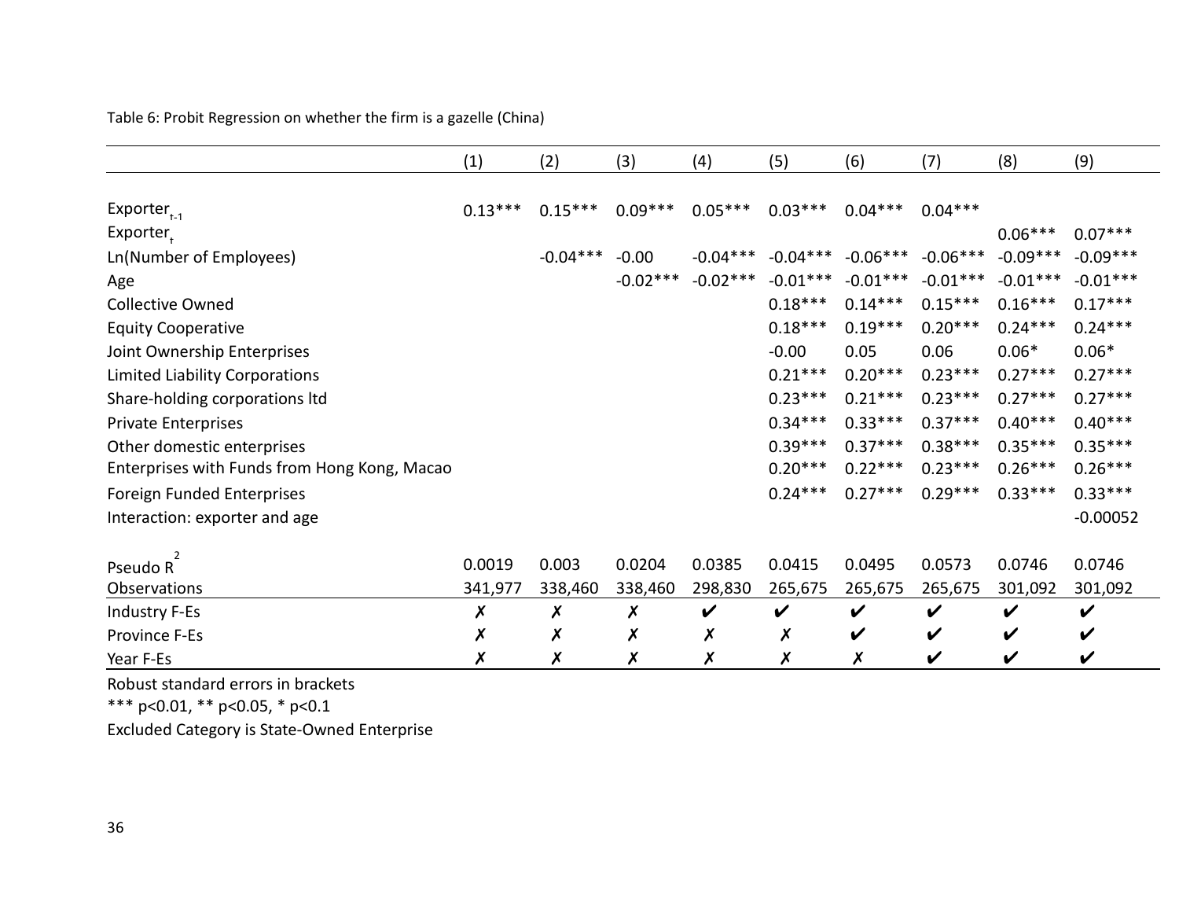Table 6: Probit Regression on whether the firm is a gazelle (China)

| | (1) | (2) | (3) | (4) | (5) | (6) | (7) | (8) | (9) |
|---|---|---|---|---|---|---|---|---|---|
| $Exporter_{t-1}$ | 0.13*** | 0.15*** | 0.09*** | 0.05*** | 0.03*** | 0.04*** | 0.04*** | | |
| $Exporter_{t}$ | | | | | | | | 0.06*** | 0.07*** |
| Ln(Number of Employees) | | -0.04*** | -0.00 | -0.04*** | -0.04*** | -0.06*** | -0.06*** | -0.09*** | -0.09*** |
| Age | | | -0.02*** | -0.02*** | -0.01*** | -0.01*** | -0.01*** | -0.01*** | -0.01*** |
| Collective Owned | | | | | 0.18*** | 0.14*** | 0.15*** | 0.16*** | 0.17*** |
| Equity Cooperative | | | | | 0.18*** | 0.19*** | 0.20*** | 0.24*** | 0.24*** |
| Joint Ownership Enterprises | | | | | -0.00 | 0.05 | 0.06 | 0.06* | 0.06* |
| Limited Liability Corporations | | | | | 0.21*** | 0.20*** | 0.23*** | 0.27*** | 0.27*** |
| Share-holding corporations ltd | | | | | 0.23*** | 0.21*** | 0.23*** | 0.27*** | 0.27*** |
| Private Enterprises | | | | | 0.34*** | 0.33*** | 0.37*** | 0.40*** | 0.40*** |
| Other domestic enterprises | | | | | 0.39*** | 0.37*** | 0.38*** | 0.35*** | 0.35*** |
| Enterprises with Funds from Hong Kong, Macao | | | | | 0.20*** | 0.22*** | 0.23*** | 0.26*** | 0.26*** |
| Foreign Funded Enterprises | | | | | 0.24*** | 0.27*** | 0.29*** | 0.33*** | 0.33*** |
| Interaction: exporter and age | | | | | | | | | -0.00052 |
| Pseudo $R^2$ | 0.0019 | 0.003 | 0.0204 | 0.0385 | 0.0415 | 0.0495 | 0.0573 | 0.0746 | 0.0746 |
| Observations | 341,977 | 338,460 | 338,460 | 298,830 | 265,675 | 265,675 | 265,675 | 301,092 | 301,092 |
| Industry F-Es | ✗ | ✗ | ✗ | ✔ | ✔ | ✔ | ✔ | ✔ | ✔ |
| Province F-Es | ✗ | ✗ | ✗ | ✗ | ✗ | ✔ | ✔ | ✔ | ✔ |
| Year F-Es | ✗ | ✗ | ✗ | ✗ | ✗ | ✗ | ✔ | ✔ | ✔ |

Robust standard errors in brackets

*** p<0.01, ** p<0.05, * p<0.1

Excluded Category is State-Owned Enterprise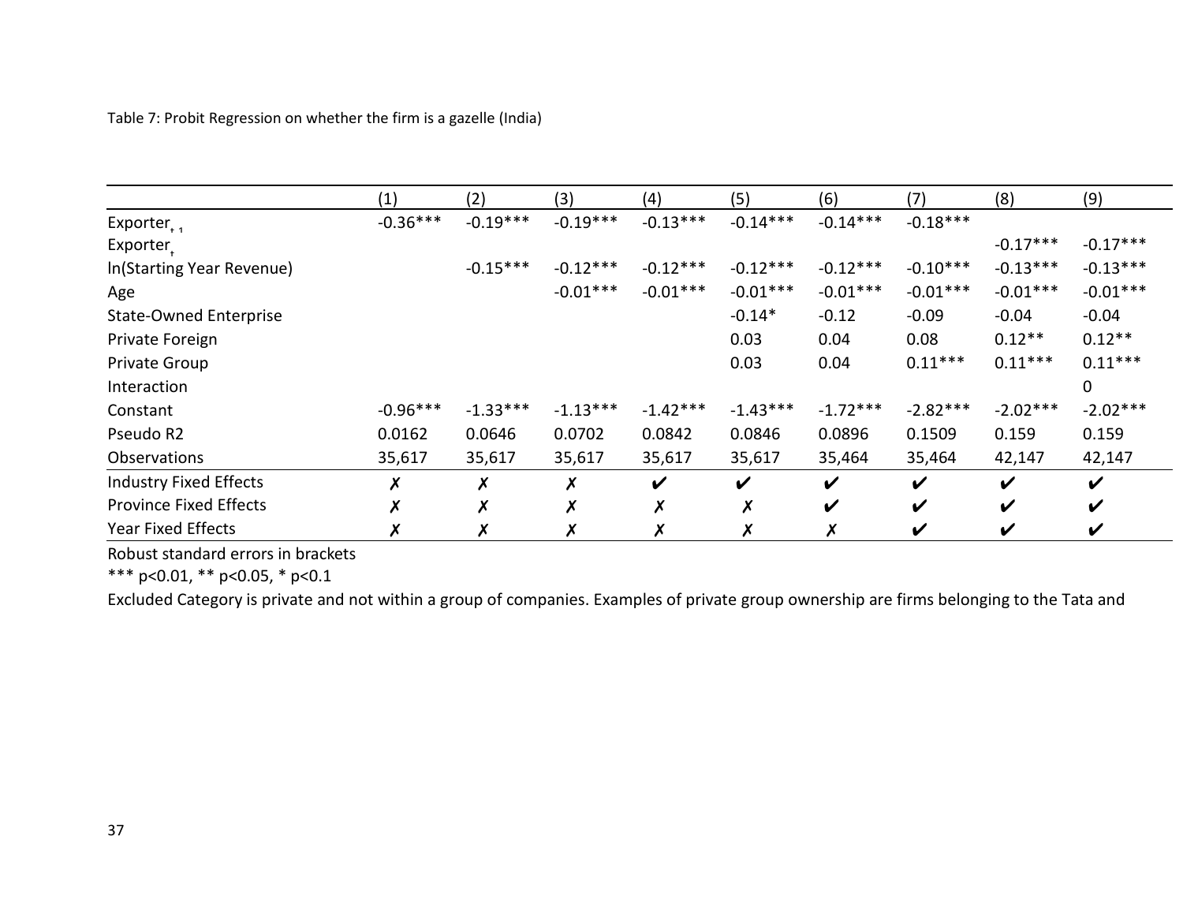Table 7: Probit Regression on whether the firm is a gazelle (India)

| | (1) | (2) | (3) | (4) | (5) | (6) | (7) | (8) | (9) |
|---|---|---|---|---|---|---|---|---|---|
| $Exporter_{t-1}$ | -0.36*** | -0.19*** | -0.19*** | -0.13*** | -0.14*** | -0.14*** | -0.18*** | | |
| $Exporter_t$ | | | | | | | | -0.17*** | -0.17*** |
| ln(Starting Year Revenue) | | -0.15*** | -0.12*** | -0.12*** | -0.12*** | -0.12*** | -0.10*** | -0.13*** | -0.13*** |
| Age | | | -0.01*** | -0.01*** | -0.01*** | -0.01*** | -0.01*** | -0.01*** | -0.01*** |
| State-Owned Enterprise | | | | | -0.14* | -0.12 | -0.09 | -0.04 | -0.04 |
| Private Foreign | | | | | 0.03 | 0.04 | 0.08 | 0.12** | 0.12** |
| Private Group | | | | | 0.03 | 0.04 | 0.11*** | 0.11*** | 0.11*** |
| Interaction | | | | | | | | | 0 |
| Constant | -0.96*** | -1.33*** | -1.13*** | -1.42*** | -1.43*** | -1.72*** | -2.82*** | -2.02*** | -2.02*** |
| Pseudo R2 | 0.0162 | 0.0646 | 0.0702 | 0.0842 | 0.0846 | 0.0896 | 0.1509 | 0.159 | 0.159 |
| Observations | 35,617 | 35,617 | 35,617 | 35,617 | 35,617 | 35,464 | 35,464 | 42,147 | 42,147 |
| Industry Fixed Effects | ✗ | ✗ | ✗ | ✔ | ✔ | ✔ | ✔ | ✔ | ✔ |
| Province Fixed Effects | ✗ | ✗ | ✗ | ✗ | ✗ | ✔ | ✔ | ✔ | ✔ |
| Year Fixed Effects | ✗ | ✗ | ✗ | ✗ | ✗ | ✗ | ✔ | ✔ | ✔ |

Robust standard errors in brackets

*** p<0.01, ** p<0.05, * p<0.1

Excluded Category is private and not within a group of companies. Examples of private group ownership are firms belonging to the Tata and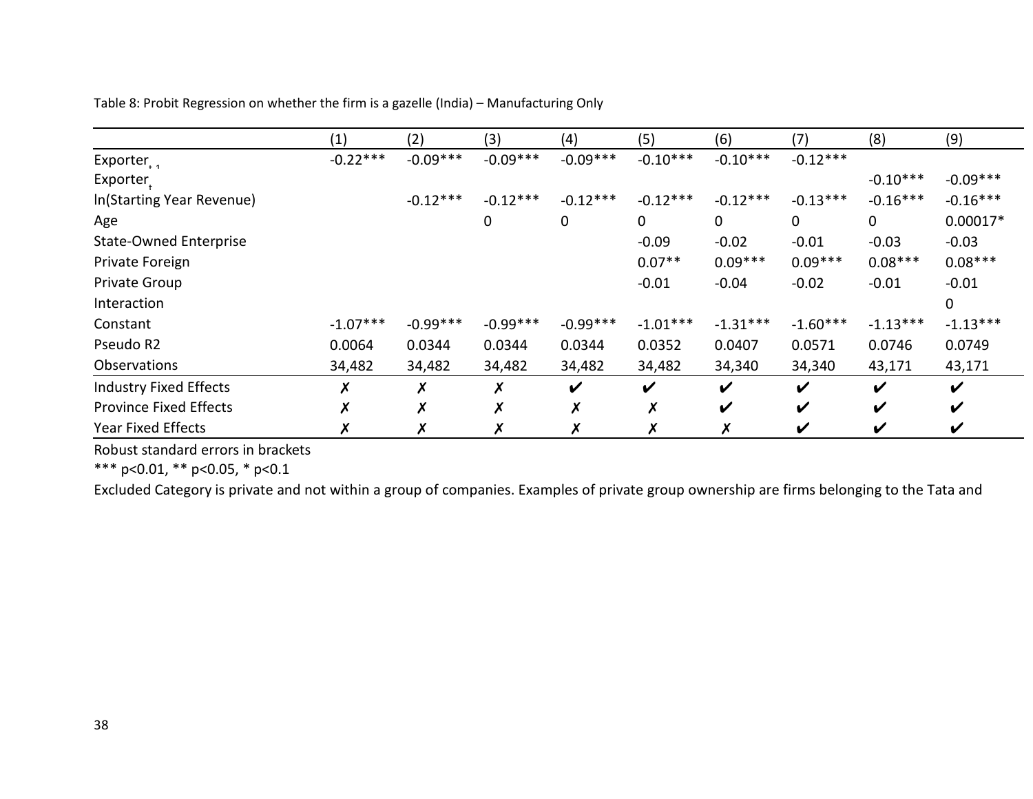Table 8: Probit Regression on whether the firm is a gazelle (India) – Manufacturing Only

| | (1) | (2) | (3) | (4) | (5) | (6) | (7) | (8) | (9) |
|---|---|---|---|---|---|---|---|---|---|
| $Exporter_{t-1}$ | -0.22*** | -0.09*** | -0.09*** | -0.09*** | -0.10*** | -0.10*** | -0.12*** | | |
| $Exporter_{t}$ | | | | | | | | -0.10*** | -0.09*** |
| ln(Starting Year Revenue) | | -0.12*** | -0.12*** | -0.12*** | -0.12*** | -0.12*** | -0.13*** | -0.16*** | -0.16*** |
| Age | | | 0 | 0 | 0 | 0 | 0 | 0 | 0.00017* |
| State-Owned Enterprise | | | | | -0.09 | -0.02 | -0.01 | -0.03 | -0.03 |
| Private Foreign | | | | | 0.07** | 0.09*** | 0.09*** | 0.08*** | 0.08*** |
| Private Group | | | | | -0.01 | -0.04 | -0.02 | -0.01 | -0.01 |
| Interaction | | | | | | | | | 0 |
| Constant | -1.07*** | -0.99*** | -0.99*** | -0.99*** | -1.01*** | -1.31*** | -1.60*** | -1.13*** | -1.13*** |
| Pseudo R2 | 0.0064 | 0.0344 | 0.0344 | 0.0344 | 0.0352 | 0.0407 | 0.0571 | 0.0746 | 0.0749 |
| Observations | 34,482 | 34,482 | 34,482 | 34,482 | 34,482 | 34,340 | 34,340 | 43,171 | 43,171 |
| Industry Fixed Effects | ✗ | ✗ | ✗ | ✔ | ✔ | ✔ | ✔ | ✔ | ✔ |
| Province Fixed Effects | ✗ | ✗ | ✗ | ✗ | ✗ | ✔ | ✔ | ✔ | ✔ |
| Year Fixed Effects | ✗ | ✗ | ✗ | ✗ | ✗ | ✗ | ✔ | ✔ | ✔ |

Robust standard errors in brackets

*** p<0.01, ** p<0.05, * p<0.1

Excluded Category is private and not within a group of companies. Examples of private group ownership are firms belonging to the Tata and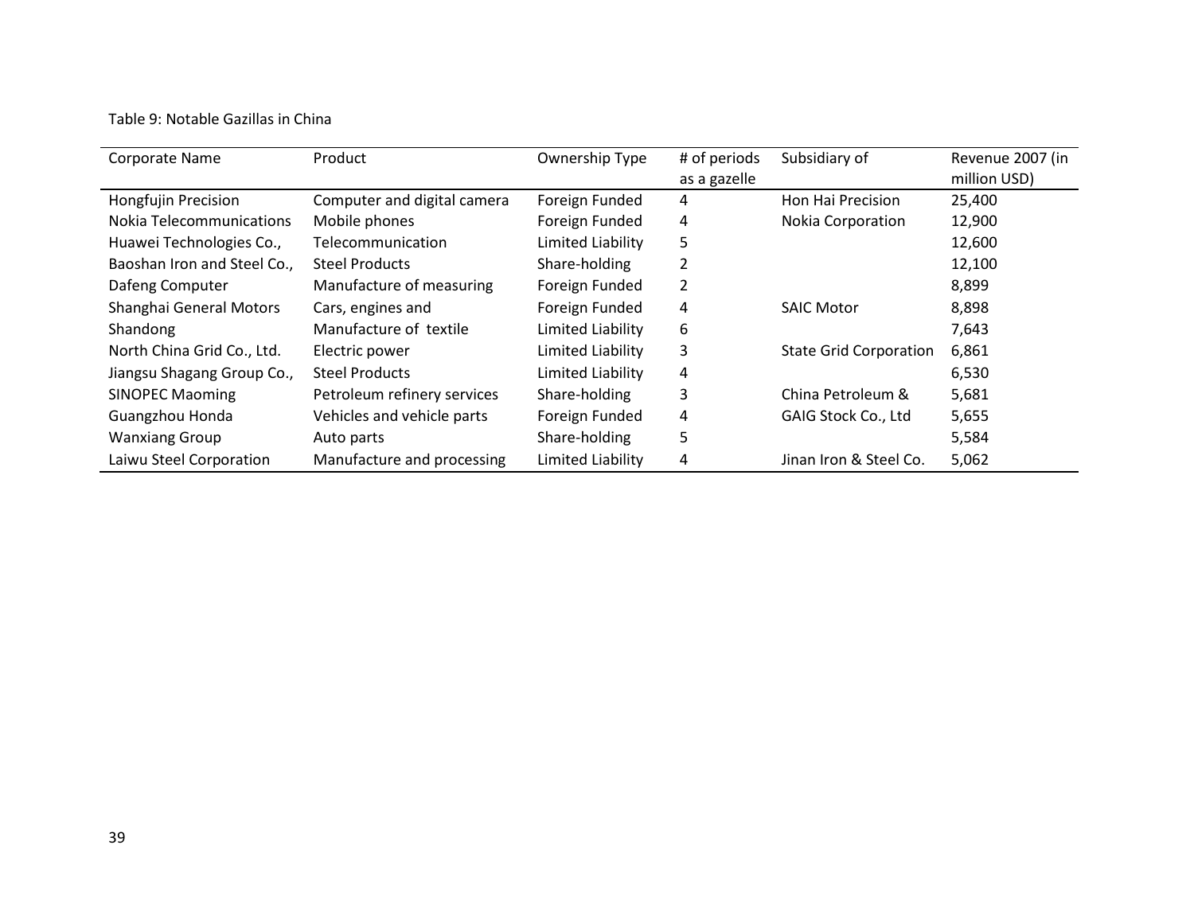Table 9: Notable Gazillas in China

| Corporate Name | Product | Ownership Type | # of periods as a gazelle | Subsidiary of | Revenue 2007 (in million USD) |
|---|---|---|---|---|---|
| Hongfujin Precision | Computer and digital camera | Foreign Funded | 4 | Hon Hai Precision | 25,400 |
| Nokia Telecommunications | Mobile phones | Foreign Funded | 4 | Nokia Corporation | 12,900 |
| Huawei Technologies Co., | Telecommunication | Limited Liability | 5 | | 12,600 |
| Baoshan Iron and Steel Co., | Steel Products | Share-holding | 2 | | 12,100 |
| Dafeng Computer | Manufacture of measuring | Foreign Funded | 2 | | 8,899 |
| Shanghai General Motors | Cars, engines and | Foreign Funded | 4 | SAIC Motor | 8,898 |
| Shandong | Manufacture of textile | Limited Liability | 6 | | 7,643 |
| North China Grid Co., Ltd. | Electric power | Limited Liability | 3 | State Grid Corporation | 6,861 |
| Jiangsu Shagang Group Co., | Steel Products | Limited Liability | 4 | | 6,530 |
| SINOPEC Maoming | Petroleum refinery services | Share-holding | 3 | China Petroleum & | 5,681 |
| Guangzhou Honda | Vehicles and vehicle parts | Foreign Funded | 4 | GAIG Stock Co., Ltd | 5,655 |
| Wanxiang Group | Auto parts | Share-holding | 5 | | 5,584 |
| Laiwu Steel Corporation | Manufacture and processing | Limited Liability | 4 | Jinan Iron & Steel Co. | 5,062 |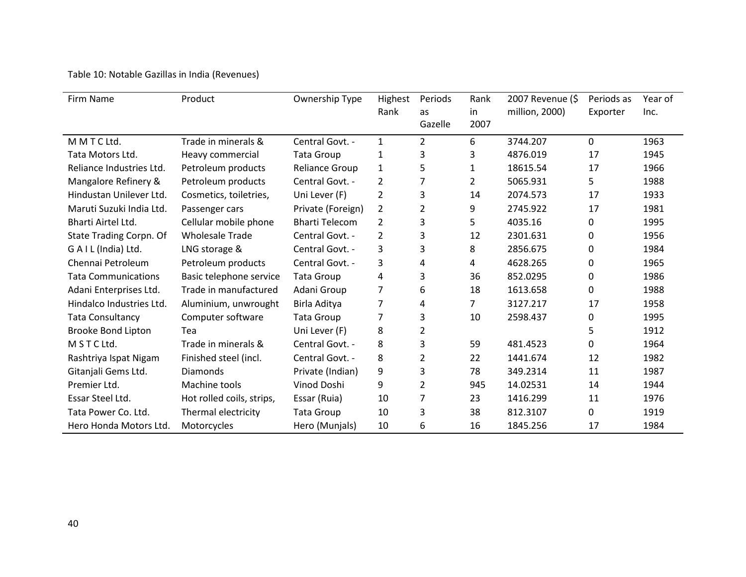Table 10: Notable Gazillas in India (Revenues)

| Firm Name | Product | Ownership Type | Highest Rank | Periods as Gazelle | Rank in 2007 | 2007 Revenue ($ million, 2000) | Periods as Exporter | Year of Inc. |
|---|---|---|---|---|---|---|---|---|
| M M T C Ltd. | Trade in minerals & | Central Govt. - | 1 | 2 | 6 | 3744.207 | 0 | 1963 |
| Tata Motors Ltd. | Heavy commercial | Tata Group | 1 | 3 | 3 | 4876.019 | 17 | 1945 |
| Reliance Industries Ltd. | Petroleum products | Reliance Group | 1 | 5 | 1 | 18615.54 | 17 | 1966 |
| Mangalore Refinery & | Petroleum products | Central Govt. - | 2 | 7 | 2 | 5065.931 | 5 | 1988 |
| Hindustan Unilever Ltd. | Cosmetics, toiletries, | Uni Lever (F) | 2 | 3 | 14 | 2074.573 | 17 | 1933 |
| Maruti Suzuki India Ltd. | Passenger cars | Private (Foreign) | 2 | 2 | 9 | 2745.922 | 17 | 1981 |
| Bharti Airtel Ltd. | Cellular mobile phone | Bharti Telecom | 2 | 3 | 5 | 4035.16 | 0 | 1995 |
| State Trading Corpn. Of | Wholesale Trade | Central Govt. - | 2 | 3 | 12 | 2301.631 | 0 | 1956 |
| G A I L (India) Ltd. | LNG storage & | Central Govt. - | 3 | 3 | 8 | 2856.675 | 0 | 1984 |
| Chennai Petroleum | Petroleum products | Central Govt. - | 3 | 4 | 4 | 4628.265 | 0 | 1965 |
| Tata Communications | Basic telephone service | Tata Group | 4 | 3 | 36 | 852.0295 | 0 | 1986 |
| Adani Enterprises Ltd. | Trade in manufactured | Adani Group | 7 | 6 | 18 | 1613.658 | 0 | 1988 |
| Hindalco Industries Ltd. | Aluminium, unwrought | Birla Aditya | 7 | 4 | 7 | 3127.217 | 17 | 1958 |
| Tata Consultancy | Computer software | Tata Group | 7 | 3 | 10 | 2598.437 | 0 | 1995 |
| Brooke Bond Lipton | Tea | Uni Lever (F) | 8 | 2 | | | 5 | 1912 |
| M S T C Ltd. | Trade in minerals & | Central Govt. - | 8 | 3 | 59 | 481.4523 | 0 | 1964 |
| Rashtriya Ispat Nigam | Finished steel (incl. | Central Govt. - | 8 | 2 | 22 | 1441.674 | 12 | 1982 |
| Gitanjali Gems Ltd. | Diamonds | Private (Indian) | 9 | 3 | 78 | 349.2314 | 11 | 1987 |
| Premier Ltd. | Machine tools | Vinod Doshi | 9 | 2 | 945 | 14.02531 | 14 | 1944 |
| Essar Steel Ltd. | Hot rolled coils, strips, | Essar (Ruia) | 10 | 7 | 23 | 1416.299 | 11 | 1976 |
| Tata Power Co. Ltd. | Thermal electricity | Tata Group | 10 | 3 | 38 | 812.3107 | 0 | 1919 |
| Hero Honda Motors Ltd. | Motorcycles | Hero (Munjals) | 10 | 6 | 16 | 1845.256 | 17 | 1984 |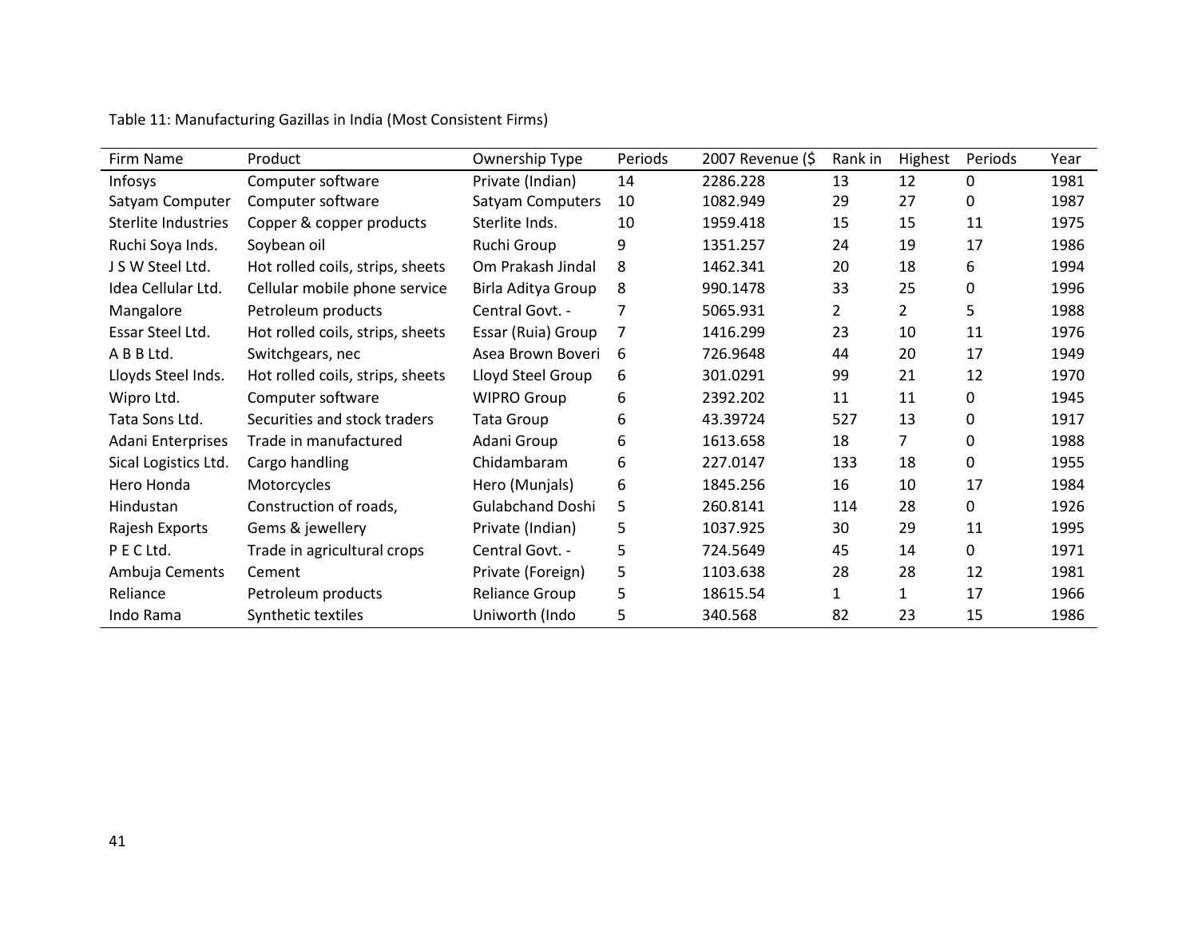Table 11: Manufacturing Gazillas in India (Most Consistent Firms)

| Firm Name | Product | Ownership Type | Periods | 2007 Revenue ($ | Rank in | Highest | Periods | Year |
|---|---|---|---|---|---|---|---|---|
| Infosys | Computer software | Private (Indian) | 14 | 2286.228 | 13 | 12 | 0 | 1981 |
| Satyam Computer | Computer software | Satyam Computers | 10 | 1082.949 | 29 | 27 | 0 | 1987 |
| Sterlite Industries | Copper & copper products | Sterlite Inds. | 10 | 1959.418 | 15 | 15 | 11 | 1975 |
| Ruchi Soya Inds. | Soybean oil | Ruchi Group | 9 | 1351.257 | 24 | 19 | 17 | 1986 |
| J S W Steel Ltd. | Hot rolled coils, strips, sheets | Om Prakash Jindal | 8 | 1462.341 | 20 | 18 | 6 | 1994 |
| Idea Cellular Ltd. | Cellular mobile phone service | Birla Aditya Group | 8 | 990.1478 | 33 | 25 | 0 | 1996 |
| Mangalore | Petroleum products | Central Govt. - | 7 | 5065.931 | 2 | 2 | 5 | 1988 |
| Essar Steel Ltd. | Hot rolled coils, strips, sheets | Essar (Ruia) Group | 7 | 1416.299 | 23 | 10 | 11 | 1976 |
| A B B Ltd. | Switchgears, nec | Asea Brown Boveri | 6 | 726.9648 | 44 | 20 | 17 | 1949 |
| Lloyds Steel Inds. | Hot rolled coils, strips, sheets | Lloyd Steel Group | 6 | 301.0291 | 99 | 21 | 12 | 1970 |
| Wipro Ltd. | Computer software | WIPRO Group | 6 | 2392.202 | 11 | 11 | 0 | 1945 |
| Tata Sons Ltd. | Securities and stock traders | Tata Group | 6 | 43.39724 | 527 | 13 | 0 | 1917 |
| Adani Enterprises | Trade in manufactured | Adani Group | 6 | 1613.658 | 18 | 7 | 0 | 1988 |
| Sical Logistics Ltd. | Cargo handling | Chidambaram | 6 | 227.0147 | 133 | 18 | 0 | 1955 |
| Hero Honda | Motorcycles | Hero (Munjals) | 6 | 1845.256 | 16 | 10 | 17 | 1984 |
| Hindustan | Construction of roads, | Gulabchand Doshi | 5 | 260.8141 | 114 | 28 | 0 | 1926 |
| Rajesh Exports | Gems & jewellery | Private (Indian) | 5 | 1037.925 | 30 | 29 | 11 | 1995 |
| P E C Ltd. | Trade in agricultural crops | Central Govt. - | 5 | 724.5649 | 45 | 14 | 0 | 1971 |
| Ambuja Cements | Cement | Private (Foreign) | 5 | 1103.638 | 28 | 28 | 12 | 1981 |
| Reliance | Petroleum products | Reliance Group | 5 | 18615.54 | 1 | 1 | 17 | 1966 |
| Indo Rama | Synthetic textiles | Uniworth (Indo | 5 | 340.568 | 82 | 23 | 15 | 1986 |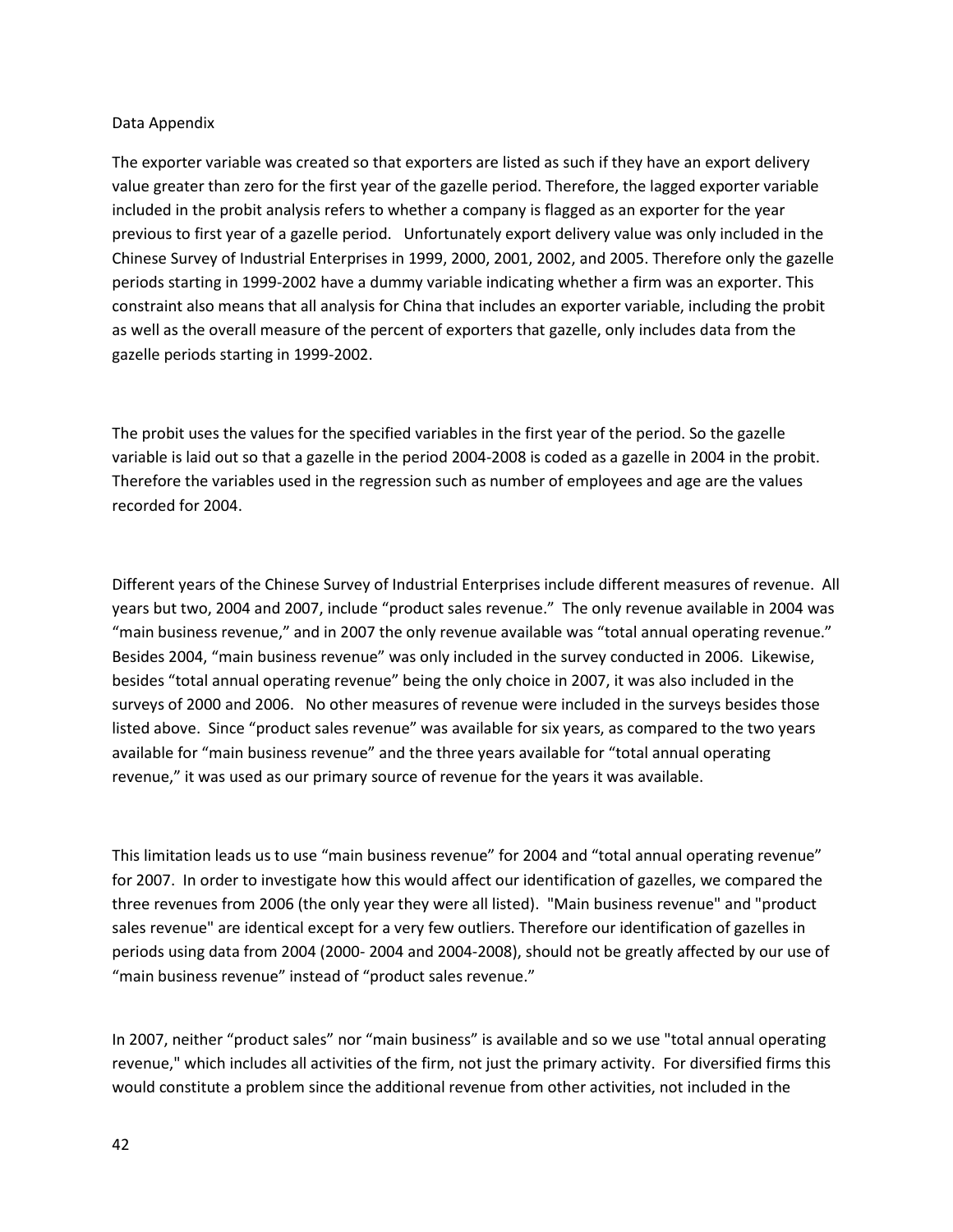Data Appendix

The exporter variable was created so that exporters are listed as such if they have an export delivery value greater than zero for the first year of the gazelle period. Therefore, the lagged exporter variable included in the probit analysis refers to whether a company is flagged as an exporter for the year previous to first year of a gazelle period. Unfortunately export delivery value was only included in the Chinese Survey of Industrial Enterprises in 1999, 2000, 2001, 2002, and 2005. Therefore only the gazelle periods starting in 1999-2002 have a dummy variable indicating whether a firm was an exporter. This constraint also means that all analysis for China that includes an exporter variable, including the probit as well as the overall measure of the percent of exporters that gazelle, only includes data from the gazelle periods starting in 1999-2002.

The probit uses the values for the specified variables in the first year of the period. So the gazelle variable is laid out so that a gazelle in the period 2004-2008 is coded as a gazelle in 2004 in the probit. Therefore the variables used in the regression such as number of employees and age are the values recorded for 2004.

Different years of the Chinese Survey of Industrial Enterprises include different measures of revenue. All years but two, 2004 and 2007, include "product sales revenue." The only revenue available in 2004 was "main business revenue," and in 2007 the only revenue available was "total annual operating revenue." Besides 2004, "main business revenue" was only included in the survey conducted in 2006. Likewise, besides "total annual operating revenue" being the only choice in 2007, it was also included in the surveys of 2000 and 2006. No other measures of revenue were included in the surveys besides those listed above. Since "product sales revenue" was available for six years, as compared to the two years available for "main business revenue" and the three years available for "total annual operating revenue," it was used as our primary source of revenue for the years it was available.

This limitation leads us to use "main business revenue" for 2004 and "total annual operating revenue" for 2007. In order to investigate how this would affect our identification of gazelles, we compared the three revenues from 2006 (the only year they were all listed). "Main business revenue" and "product sales revenue" are identical except for a very few outliers. Therefore our identification of gazelles in periods using data from 2004 (2000- 2004 and 2004-2008), should not be greatly affected by our use of "main business revenue" instead of "product sales revenue."

In 2007, neither "product sales" nor "main business" is available and so we use "total annual operating revenue," which includes all activities of the firm, not just the primary activity. For diversified firms this would constitute a problem since the additional revenue from other activities, not included in the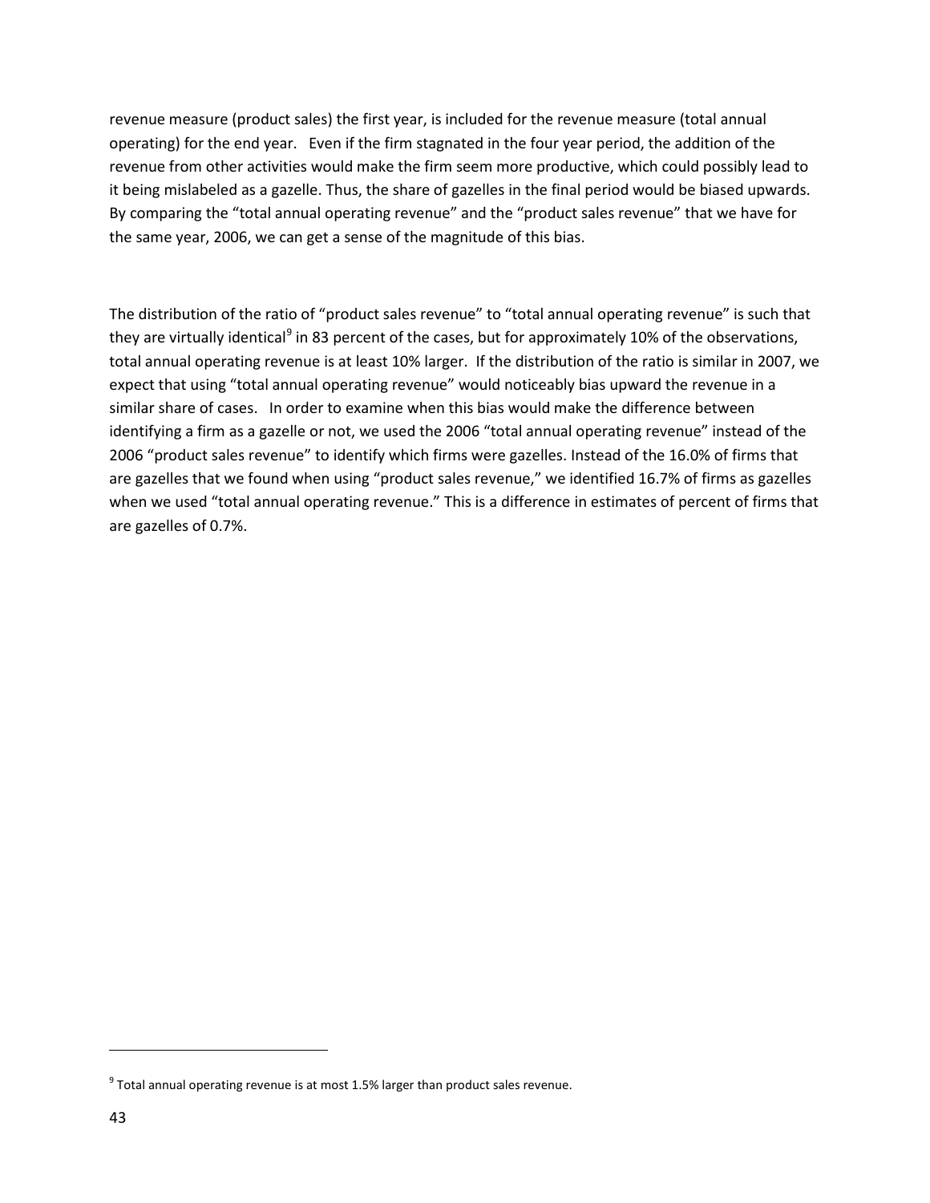revenue measure (product sales) the first year, is included for the revenue measure (total annual operating) for the end year.   Even if the firm stagnated in the four year period, the addition of the revenue from other activities would make the firm seem more productive, which could possibly lead to it being mislabeled as a gazelle. Thus, the share of gazelles in the final period would be biased upwards. By comparing the "total annual operating revenue" and the "product sales revenue" that we have for the same year, 2006, we can get a sense of the magnitude of this bias.

The distribution of the ratio of "product sales revenue" to "total annual operating revenue" is such that they are virtually identical[9] in 83 percent of the cases, but for approximately 10% of the observations, total annual operating revenue is at least 10% larger.  If the distribution of the ratio is similar in 2007, we expect that using "total annual operating revenue" would noticeably bias upward the revenue in a similar share of cases.   In order to examine when this bias would make the difference between identifying a firm as a gazelle or not, we used the 2006 "total annual operating revenue" instead of the 2006 "product sales revenue" to identify which firms were gazelles. Instead of the 16.0% of firms that are gazelles that we found when using "product sales revenue," we identified 16.7% of firms as gazelles when we used "total annual operating revenue." This is a difference in estimates of percent of firms that are gazelles of 0.7%.

[9] Total annual operating revenue is at most 1.5% larger than product sales revenue.